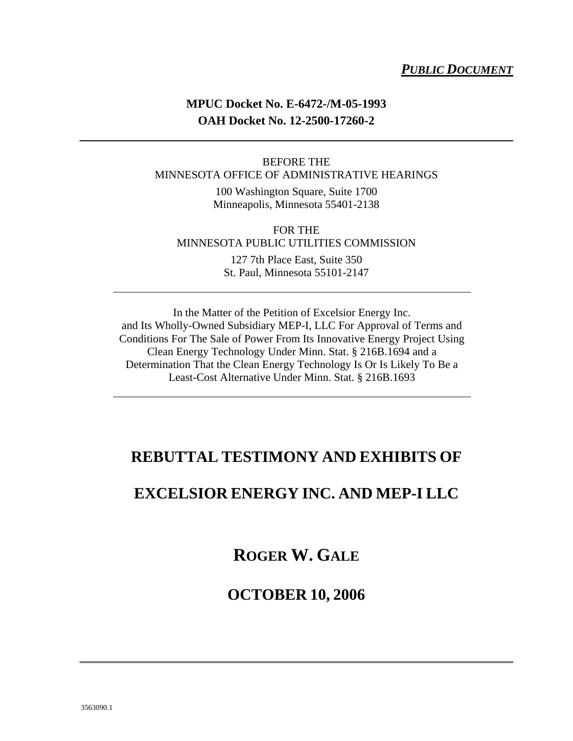***PUBLIC DOCUMENT***

**MPUC Docket No. E-6472-/M-05-1993**
**OAH Docket No. 12-2500-17260-2**

---

BEFORE THE
MINNESOTA OFFICE OF ADMINISTRATIVE HEARINGS

100 Washington Square, Suite 1700
Minneapolis, Minnesota 55401-2138

FOR THE
MINNESOTA PUBLIC UTILITIES COMMISSION

127 7th Place East, Suite 350
St. Paul, Minnesota 55101-2147

---

In the Matter of the Petition of Excelsior Energy Inc. and Its Wholly-Owned Subsidiary MEP-I, LLC For Approval of Terms and Conditions For The Sale of Power From Its Innovative Energy Project Using Clean Energy Technology Under Minn. Stat. § 216B.1694 and a Determination That the Clean Energy Technology Is Or Is Likely To Be a Least-Cost Alternative Under Minn. Stat. § 216B.1693

---

# REBUTTAL TESTIMONY AND EXHIBITS OF

# EXCELSIOR ENERGY INC. AND MEP-I LLC

# ROGER W. GALE

# OCTOBER 10, 2006

---

3563090.1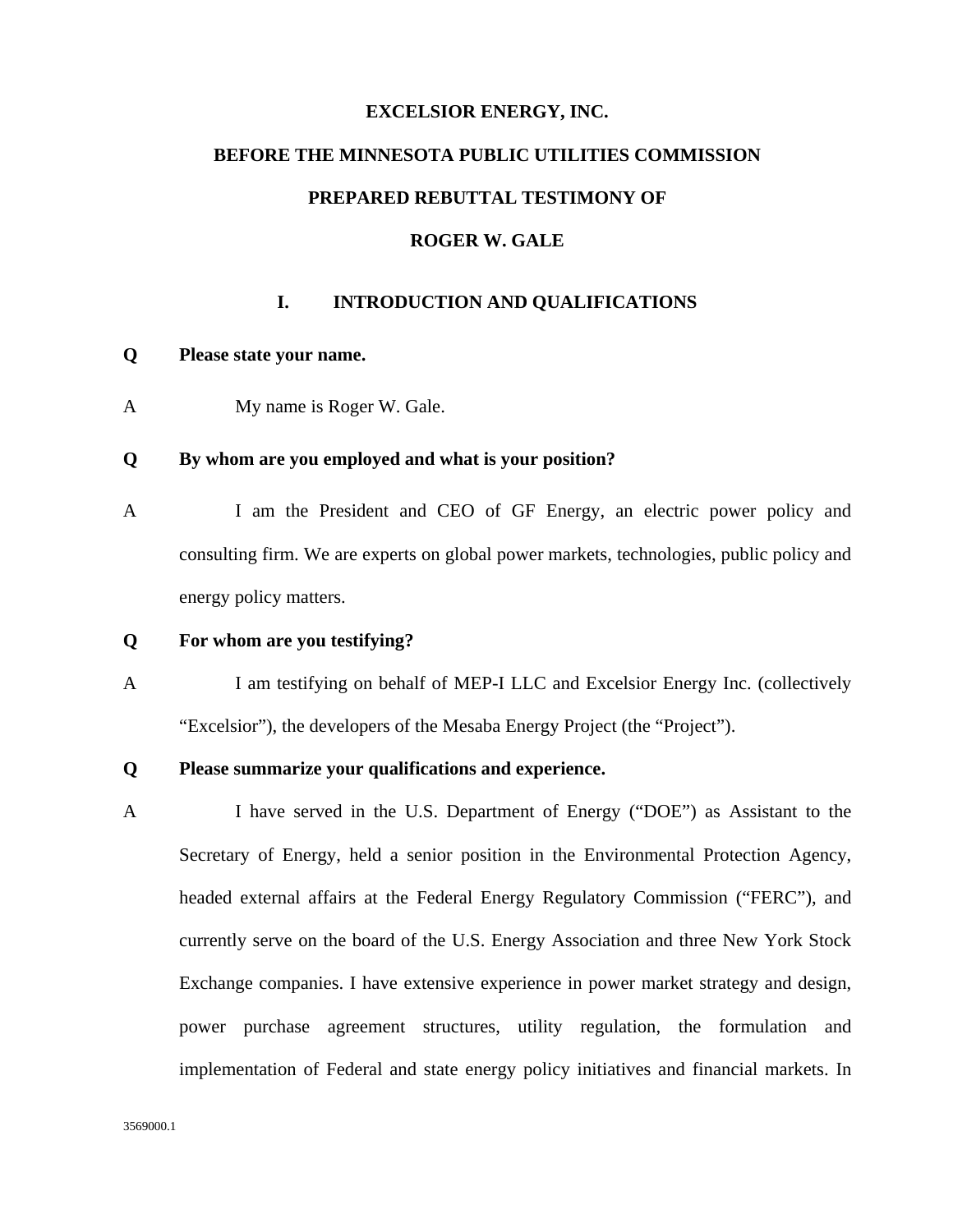**EXCELSIOR ENERGY, INC.**

**BEFORE THE MINNESOTA PUBLIC UTILITIES COMMISSION**

**PREPARED REBUTTAL TESTIMONY OF**

**ROGER W. GALE**

## I. INTRODUCTION AND QUALIFICATIONS

**Q Please state your name.**

A My name is Roger W. Gale.

**Q By whom are you employed and what is your position?**

A I am the President and CEO of GF Energy, an electric power policy and consulting firm. We are experts on global power markets, technologies, public policy and energy policy matters.

**Q For whom are you testifying?**

A I am testifying on behalf of MEP-I LLC and Excelsior Energy Inc. (collectively "Excelsior"), the developers of the Mesaba Energy Project (the "Project").

**Q Please summarize your qualifications and experience.**

A I have served in the U.S. Department of Energy ("DOE") as Assistant to the Secretary of Energy, held a senior position in the Environmental Protection Agency, headed external affairs at the Federal Energy Regulatory Commission ("FERC"), and currently serve on the board of the U.S. Energy Association and three New York Stock Exchange companies. I have extensive experience in power market strategy and design, power purchase agreement structures, utility regulation, the formulation and implementation of Federal and state energy policy initiatives and financial markets. In

3569000.1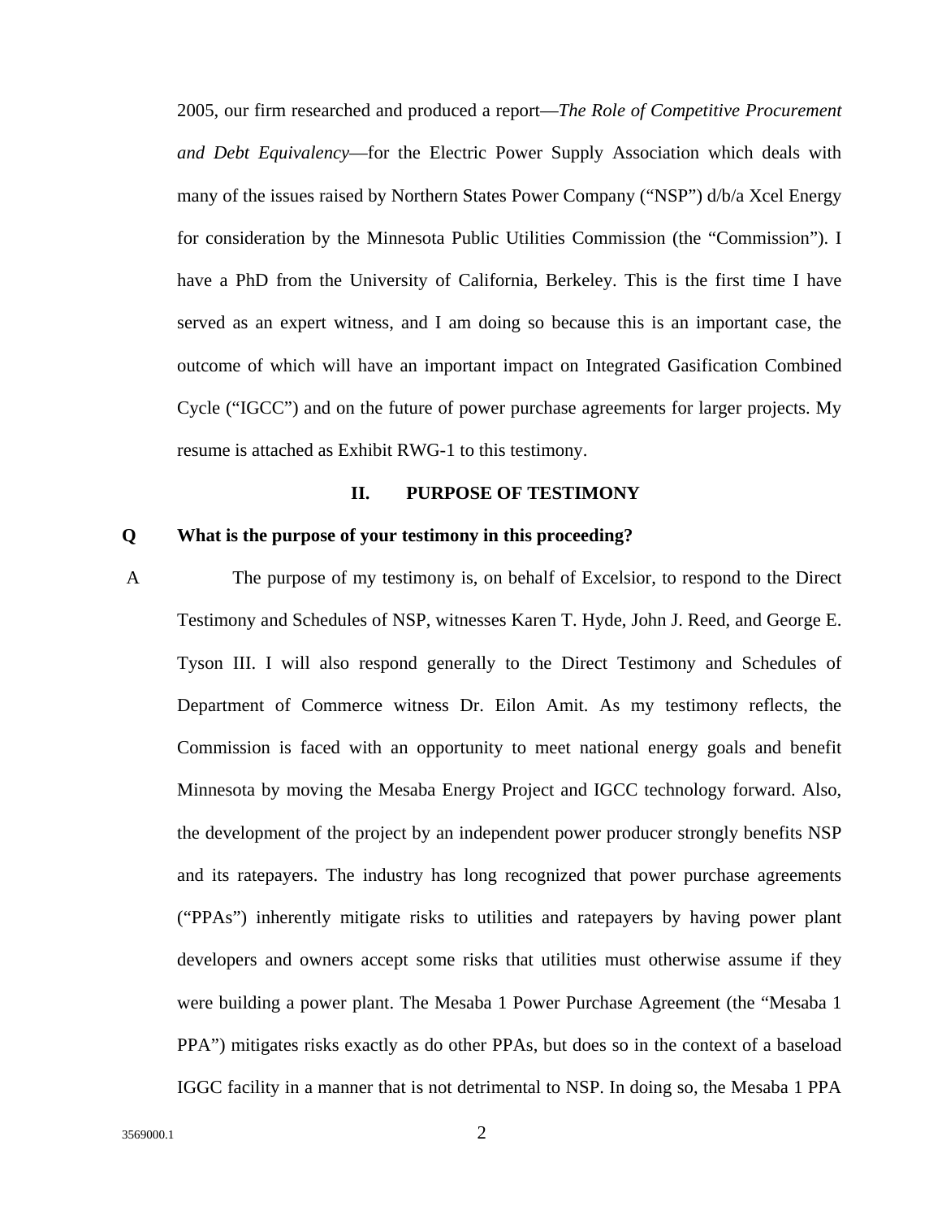2005, our firm researched and produced a report—*The Role of Competitive Procurement and Debt Equivalency*—for the Electric Power Supply Association which deals with many of the issues raised by Northern States Power Company ("NSP") d/b/a Xcel Energy for consideration by the Minnesota Public Utilities Commission (the "Commission"). I have a PhD from the University of California, Berkeley. This is the first time I have served as an expert witness, and I am doing so because this is an important case, the outcome of which will have an important impact on Integrated Gasification Combined Cycle ("IGCC") and on the future of power purchase agreements for larger projects. My resume is attached as Exhibit RWG-1 to this testimony.

## II. PURPOSE OF TESTIMONY

**Q What is the purpose of your testimony in this proceeding?**

A The purpose of my testimony is, on behalf of Excelsior, to respond to the Direct Testimony and Schedules of NSP, witnesses Karen T. Hyde, John J. Reed, and George E. Tyson III. I will also respond generally to the Direct Testimony and Schedules of Department of Commerce witness Dr. Eilon Amit. As my testimony reflects, the Commission is faced with an opportunity to meet national energy goals and benefit Minnesota by moving the Mesaba Energy Project and IGCC technology forward. Also, the development of the project by an independent power producer strongly benefits NSP and its ratepayers. The industry has long recognized that power purchase agreements ("PPAs") inherently mitigate risks to utilities and ratepayers by having power plant developers and owners accept some risks that utilities must otherwise assume if they were building a power plant. The Mesaba 1 Power Purchase Agreement (the "Mesaba 1 PPA") mitigates risks exactly as do other PPAs, but does so in the context of a baseload IGCC facility in a manner that is not detrimental to NSP. In doing so, the Mesaba 1 PPA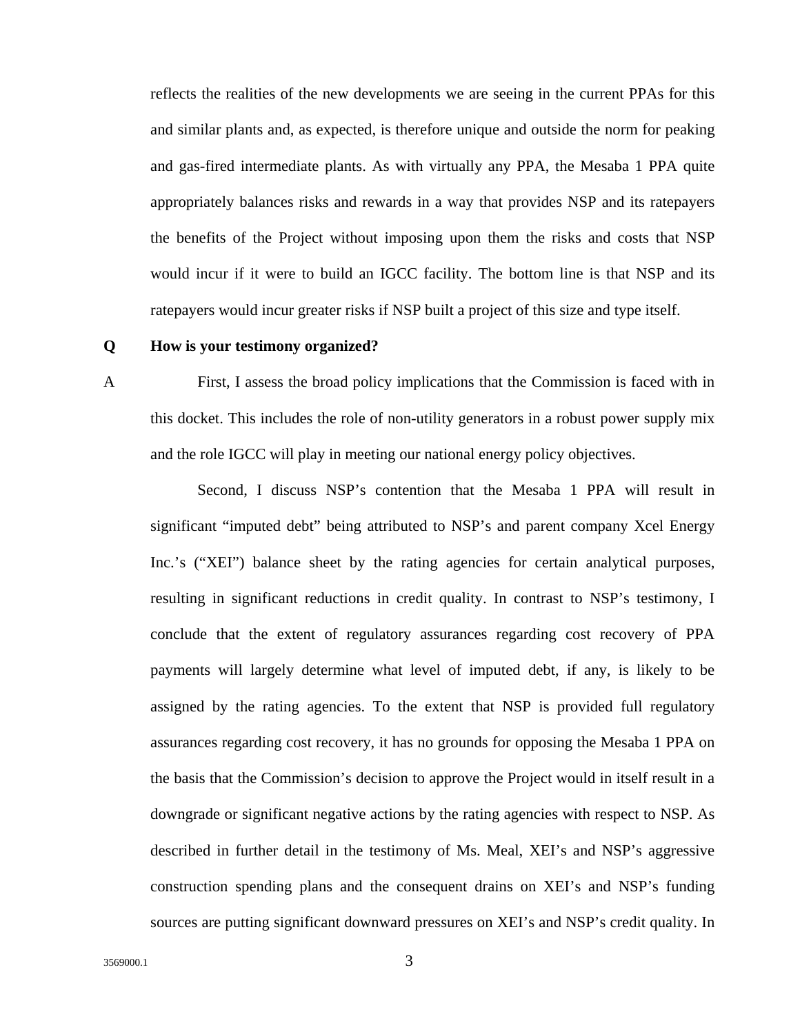reflects the realities of the new developments we are seeing in the current PPAs for this and similar plants and, as expected, is therefore unique and outside the norm for peaking and gas-fired intermediate plants. As with virtually any PPA, the Mesaba 1 PPA quite appropriately balances risks and rewards in a way that provides NSP and its ratepayers the benefits of the Project without imposing upon them the risks and costs that NSP would incur if it were to build an IGCC facility. The bottom line is that NSP and its ratepayers would incur greater risks if NSP built a project of this size and type itself.

**Q How is your testimony organized?**

A First, I assess the broad policy implications that the Commission is faced with in this docket. This includes the role of non-utility generators in a robust power supply mix and the role IGCC will play in meeting our national energy policy objectives.

Second, I discuss NSP's contention that the Mesaba 1 PPA will result in significant "imputed debt" being attributed to NSP's and parent company Xcel Energy Inc.'s ("XEI") balance sheet by the rating agencies for certain analytical purposes, resulting in significant reductions in credit quality. In contrast to NSP's testimony, I conclude that the extent of regulatory assurances regarding cost recovery of PPA payments will largely determine what level of imputed debt, if any, is likely to be assigned by the rating agencies. To the extent that NSP is provided full regulatory assurances regarding cost recovery, it has no grounds for opposing the Mesaba 1 PPA on the basis that the Commission's decision to approve the Project would in itself result in a downgrade or significant negative actions by the rating agencies with respect to NSP. As described in further detail in the testimony of Ms. Meal, XEI's and NSP's aggressive construction spending plans and the consequent drains on XEI's and NSP's funding sources are putting significant downward pressures on XEI's and NSP's credit quality. In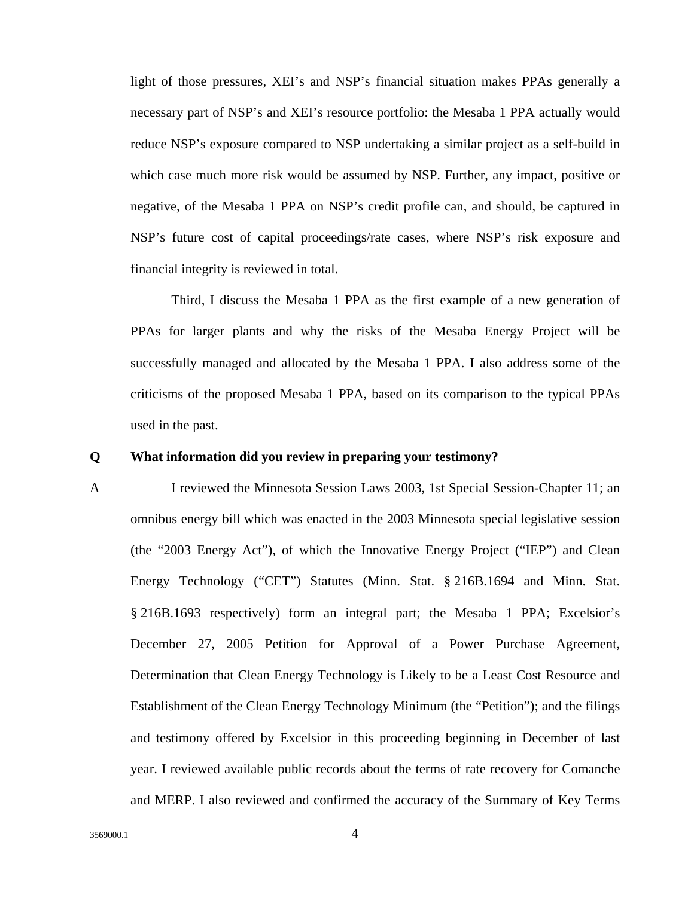light of those pressures, XEI's and NSP's financial situation makes PPAs generally a necessary part of NSP's and XEI's resource portfolio: the Mesaba 1 PPA actually would reduce NSP's exposure compared to NSP undertaking a similar project as a self-build in which case much more risk would be assumed by NSP. Further, any impact, positive or negative, of the Mesaba 1 PPA on NSP's credit profile can, and should, be captured in NSP's future cost of capital proceedings/rate cases, where NSP's risk exposure and financial integrity is reviewed in total.

Third, I discuss the Mesaba 1 PPA as the first example of a new generation of PPAs for larger plants and why the risks of the Mesaba Energy Project will be successfully managed and allocated by the Mesaba 1 PPA. I also address some of the criticisms of the proposed Mesaba 1 PPA, based on its comparison to the typical PPAs used in the past.

**Q What information did you review in preparing your testimony?**

A I reviewed the Minnesota Session Laws 2003, 1st Special Session-Chapter 11; an omnibus energy bill which was enacted in the 2003 Minnesota special legislative session (the "2003 Energy Act"), of which the Innovative Energy Project ("IEP") and Clean Energy Technology ("CET") Statutes (Minn. Stat. § 216B.1694 and Minn. Stat. § 216B.1693 respectively) form an integral part; the Mesaba 1 PPA; Excelsior's December 27, 2005 Petition for Approval of a Power Purchase Agreement, Determination that Clean Energy Technology is Likely to be a Least Cost Resource and Establishment of the Clean Energy Technology Minimum (the "Petition"); and the filings and testimony offered by Excelsior in this proceeding beginning in December of last year. I reviewed available public records about the terms of rate recovery for Comanche and MERP. I also reviewed and confirmed the accuracy of the Summary of Key Terms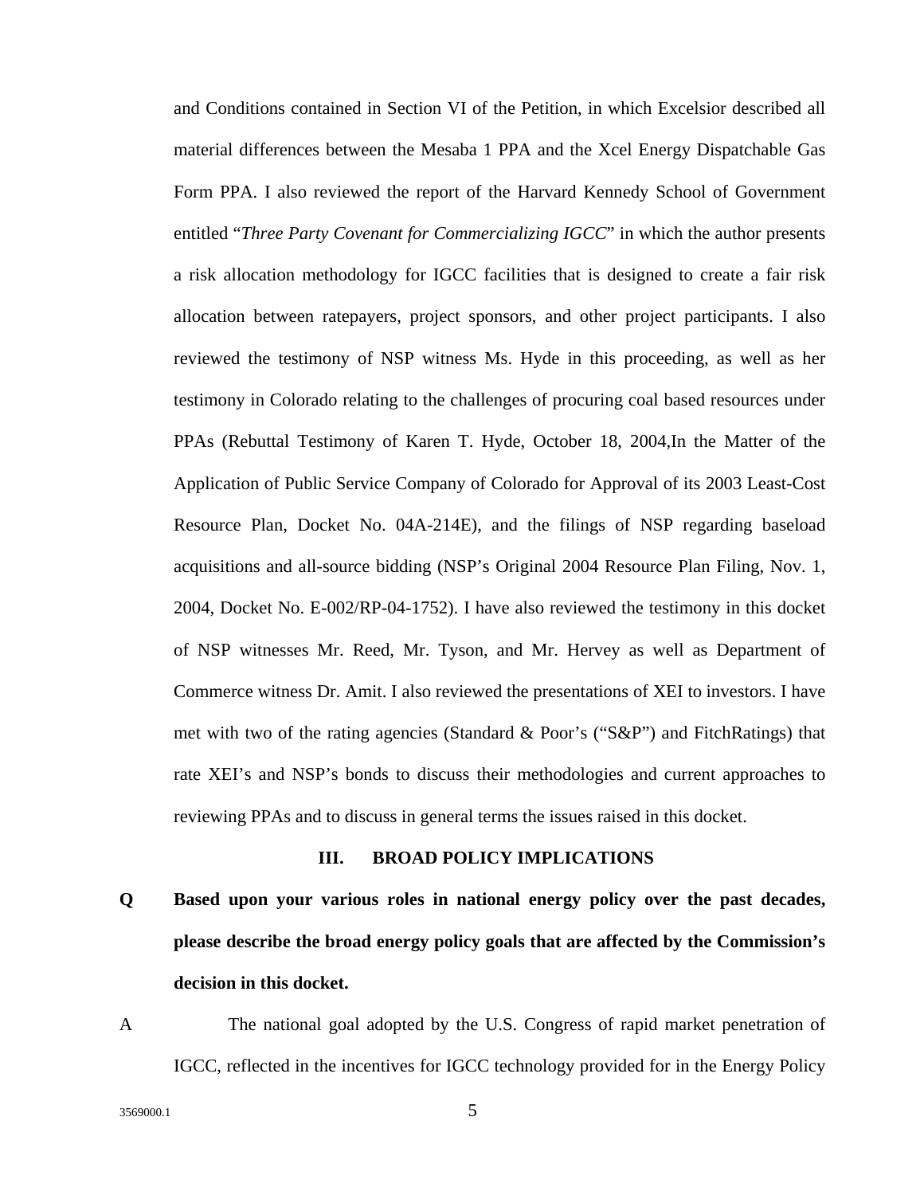and Conditions contained in Section VI of the Petition, in which Excelsior described all material differences between the Mesaba 1 PPA and the Xcel Energy Dispatchable Gas Form PPA. I also reviewed the report of the Harvard Kennedy School of Government entitled "*Three Party Covenant for Commercializing IGCC*" in which the author presents a risk allocation methodology for IGCC facilities that is designed to create a fair risk allocation between ratepayers, project sponsors, and other project participants. I also reviewed the testimony of NSP witness Ms. Hyde in this proceeding, as well as her testimony in Colorado relating to the challenges of procuring coal based resources under PPAs (Rebuttal Testimony of Karen T. Hyde, October 18, 2004,In the Matter of the Application of Public Service Company of Colorado for Approval of its 2003 Least-Cost Resource Plan, Docket No. 04A-214E), and the filings of NSP regarding baseload acquisitions and all-source bidding (NSP's Original 2004 Resource Plan Filing, Nov. 1, 2004, Docket No. E-002/RP-04-1752). I have also reviewed the testimony in this docket of NSP witnesses Mr. Reed, Mr. Tyson, and Mr. Hervey as well as Department of Commerce witness Dr. Amit. I also reviewed the presentations of XEI to investors. I have met with two of the rating agencies (Standard & Poor's ("S&P") and FitchRatings) that rate XEI's and NSP's bonds to discuss their methodologies and current approaches to reviewing PPAs and to discuss in general terms the issues raised in this docket.

## III. BROAD POLICY IMPLICATIONS

**Q Based upon your various roles in national energy policy over the past decades, please describe the broad energy policy goals that are affected by the Commission's decision in this docket.**

A The national goal adopted by the U.S. Congress of rapid market penetration of IGCC, reflected in the incentives for IGCC technology provided for in the Energy Policy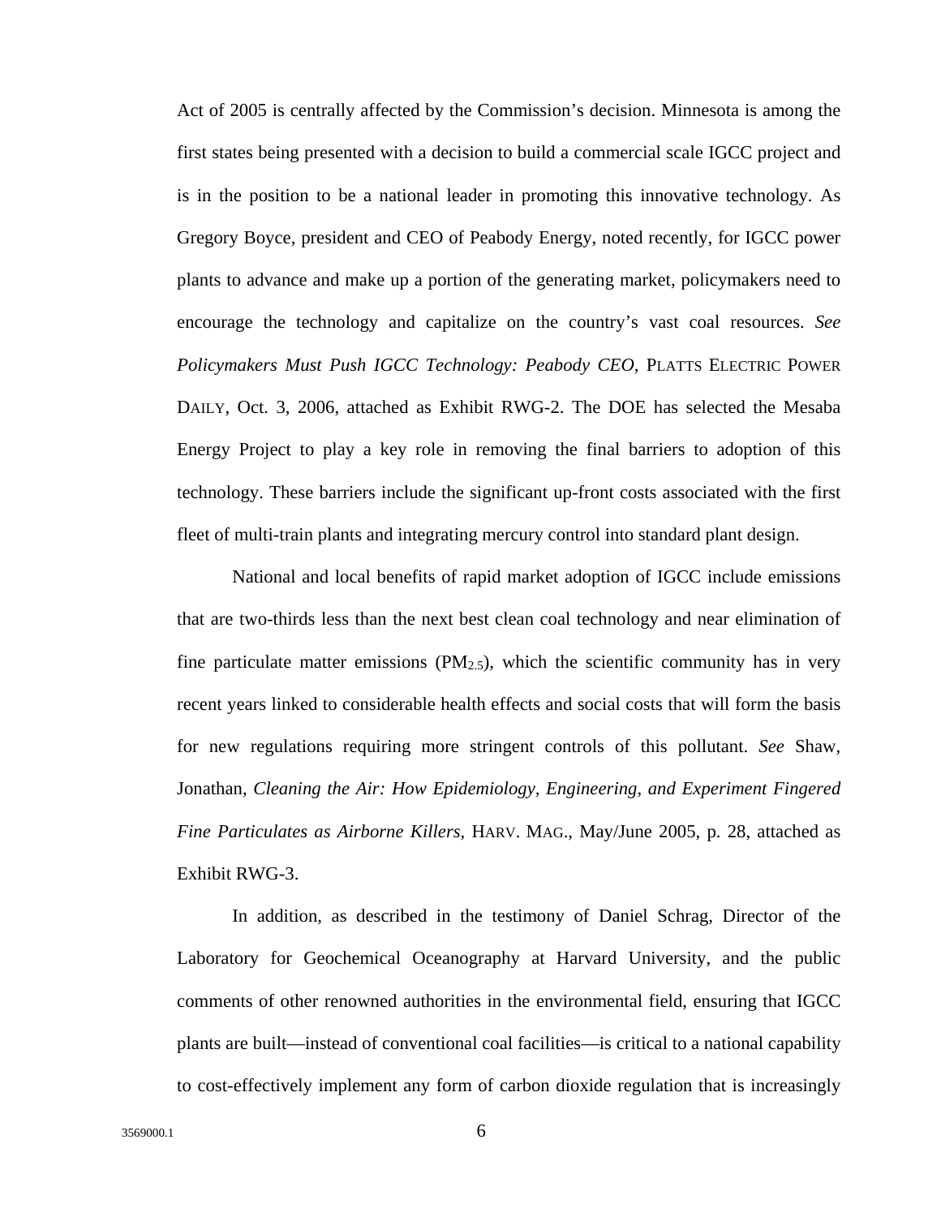Act of 2005 is centrally affected by the Commission's decision. Minnesota is among the first states being presented with a decision to build a commercial scale IGCC project and is in the position to be a national leader in promoting this innovative technology. As Gregory Boyce, president and CEO of Peabody Energy, noted recently, for IGCC power plants to advance and make up a portion of the generating market, policymakers need to encourage the technology and capitalize on the country's vast coal resources. *See Policymakers Must Push IGCC Technology: Peabody CEO*, PLATTS ELECTRIC POWER DAILY, Oct. 3, 2006, attached as Exhibit RWG-2. The DOE has selected the Mesaba Energy Project to play a key role in removing the final barriers to adoption of this technology. These barriers include the significant up-front costs associated with the first fleet of multi-train plants and integrating mercury control into standard plant design.

National and local benefits of rapid market adoption of IGCC include emissions that are two-thirds less than the next best clean coal technology and near elimination of fine particulate matter emissions ($PM_{2.5}$), which the scientific community has in very recent years linked to considerable health effects and social costs that will form the basis for new regulations requiring more stringent controls of this pollutant. *See* Shaw, Jonathan, *Cleaning the Air: How Epidemiology, Engineering, and Experiment Fingered Fine Particulates as Airborne Killers*, HARV. MAG., May/June 2005, p. 28, attached as Exhibit RWG-3.

In addition, as described in the testimony of Daniel Schrag, Director of the Laboratory for Geochemical Oceanography at Harvard University, and the public comments of other renowned authorities in the environmental field, ensuring that IGCC plants are built—instead of conventional coal facilities—is critical to a national capability to cost-effectively implement any form of carbon dioxide regulation that is increasingly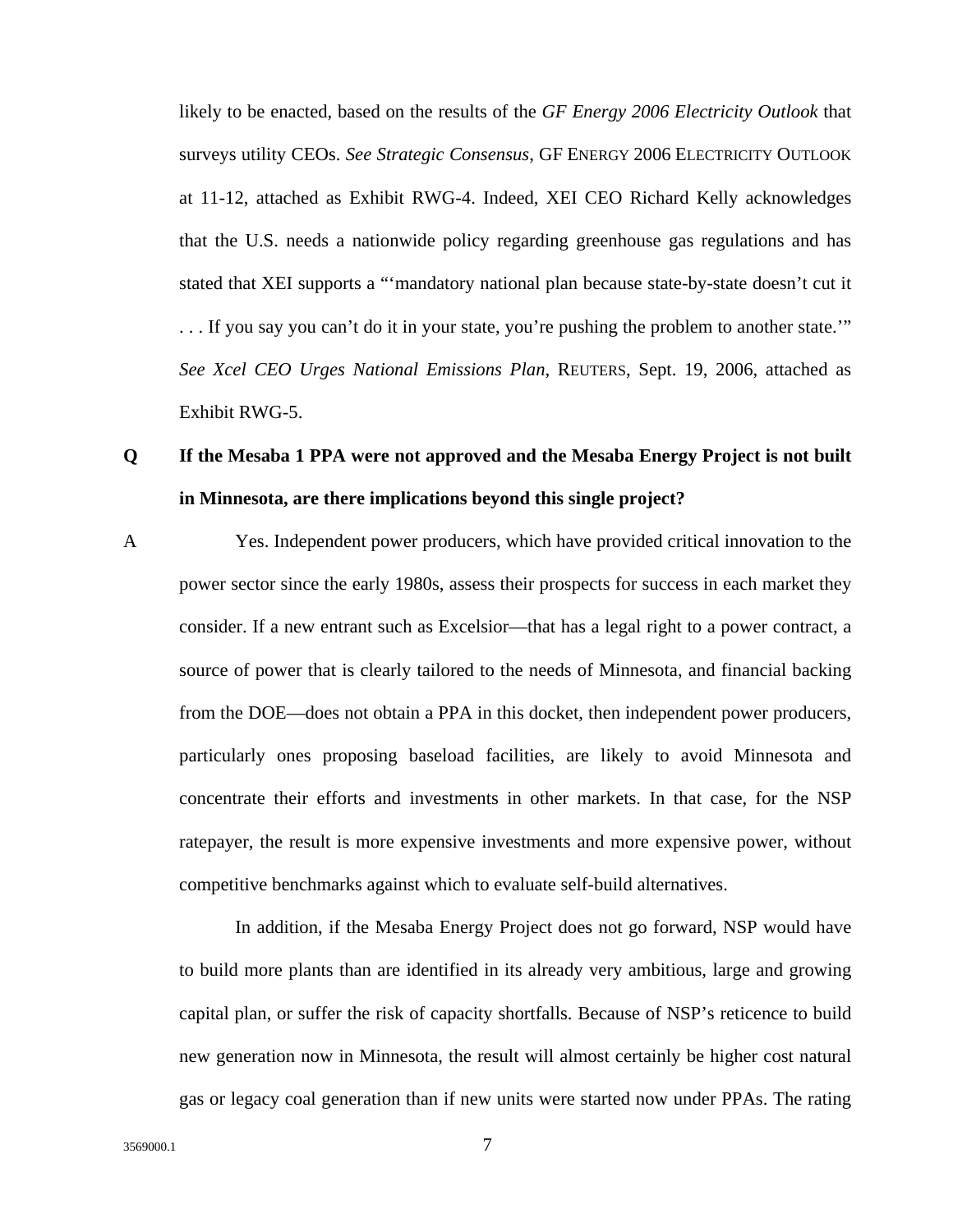likely to be enacted, based on the results of the *GF Energy 2006 Electricity Outlook* that surveys utility CEOs. *See Strategic Consensus*, GF ENERGY 2006 ELECTRICITY OUTLOOK at 11-12, attached as Exhibit RWG-4. Indeed, XEI CEO Richard Kelly acknowledges that the U.S. needs a nationwide policy regarding greenhouse gas regulations and has stated that XEI supports a "'mandatory national plan because state-by-state doesn't cut it . . . If you say you can't do it in your state, you're pushing the problem to another state.'" *See Xcel CEO Urges National Emissions Plan*, REUTERS, Sept. 19, 2006, attached as Exhibit RWG-5.

**Q If the Mesaba 1 PPA were not approved and the Mesaba Energy Project is not built in Minnesota, are there implications beyond this single project?**

A Yes. Independent power producers, which have provided critical innovation to the power sector since the early 1980s, assess their prospects for success in each market they consider. If a new entrant such as Excelsior—that has a legal right to a power contract, a source of power that is clearly tailored to the needs of Minnesota, and financial backing from the DOE—does not obtain a PPA in this docket, then independent power producers, particularly ones proposing baseload facilities, are likely to avoid Minnesota and concentrate their efforts and investments in other markets. In that case, for the NSP ratepayer, the result is more expensive investments and more expensive power, without competitive benchmarks against which to evaluate self-build alternatives.

In addition, if the Mesaba Energy Project does not go forward, NSP would have to build more plants than are identified in its already very ambitious, large and growing capital plan, or suffer the risk of capacity shortfalls. Because of NSP's reticence to build new generation now in Minnesota, the result will almost certainly be higher cost natural gas or legacy coal generation than if new units were started now under PPAs. The rating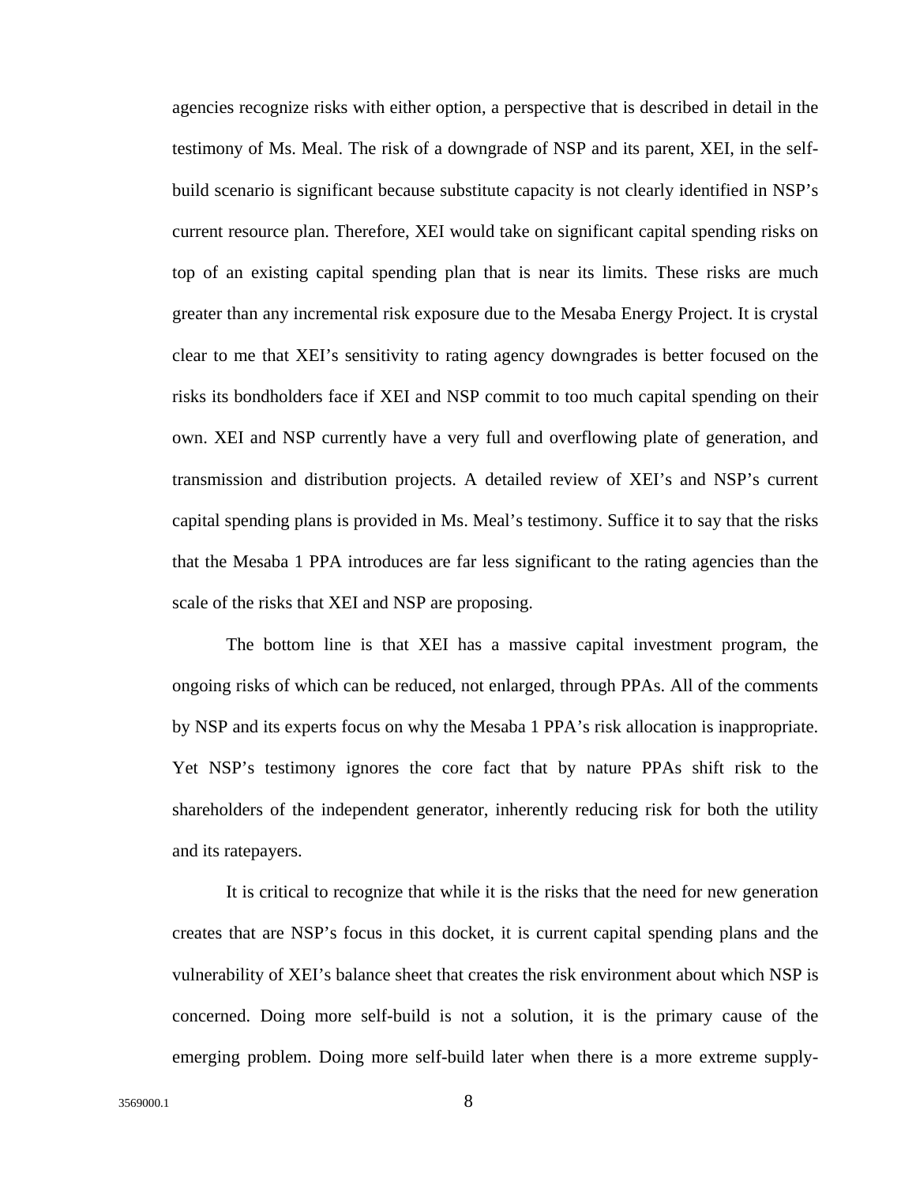agencies recognize risks with either option, a perspective that is described in detail in the testimony of Ms. Meal. The risk of a downgrade of NSP and its parent, XEI, in the self-build scenario is significant because substitute capacity is not clearly identified in NSP's current resource plan. Therefore, XEI would take on significant capital spending risks on top of an existing capital spending plan that is near its limits. These risks are much greater than any incremental risk exposure due to the Mesaba Energy Project. It is crystal clear to me that XEI's sensitivity to rating agency downgrades is better focused on the risks its bondholders face if XEI and NSP commit to too much capital spending on their own. XEI and NSP currently have a very full and overflowing plate of generation, and transmission and distribution projects. A detailed review of XEI's and NSP's current capital spending plans is provided in Ms. Meal's testimony. Suffice it to say that the risks that the Mesaba 1 PPA introduces are far less significant to the rating agencies than the scale of the risks that XEI and NSP are proposing.

The bottom line is that XEI has a massive capital investment program, the ongoing risks of which can be reduced, not enlarged, through PPAs. All of the comments by NSP and its experts focus on why the Mesaba 1 PPA's risk allocation is inappropriate. Yet NSP's testimony ignores the core fact that by nature PPAs shift risk to the shareholders of the independent generator, inherently reducing risk for both the utility and its ratepayers.

It is critical to recognize that while it is the risks that the need for new generation creates that are NSP's focus in this docket, it is current capital spending plans and the vulnerability of XEI's balance sheet that creates the risk environment about which NSP is concerned. Doing more self-build is not a solution, it is the primary cause of the emerging problem. Doing more self-build later when there is a more extreme supply-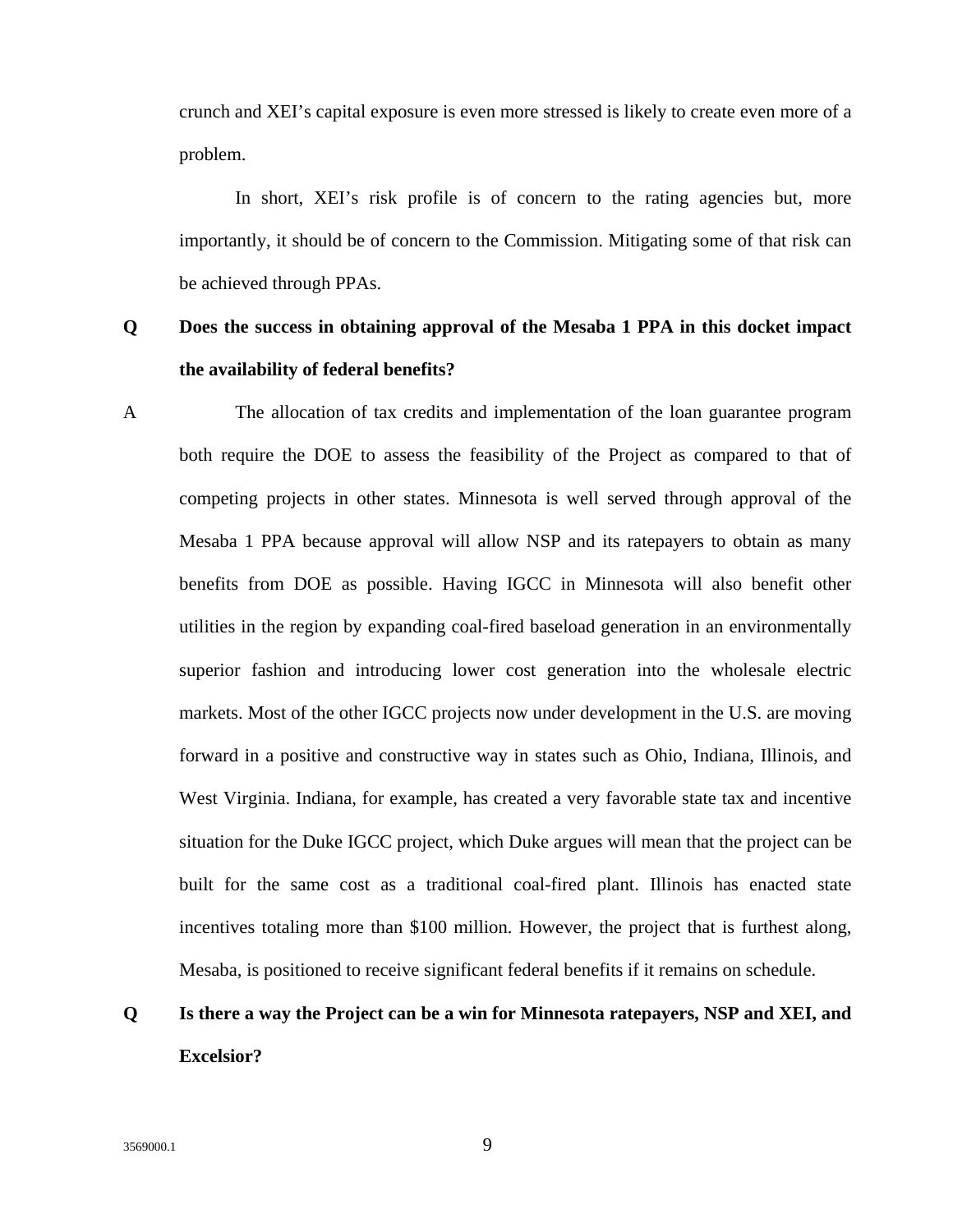crunch and XEI's capital exposure is even more stressed is likely to create even more of a problem.

In short, XEI's risk profile is of concern to the rating agencies but, more importantly, it should be of concern to the Commission. Mitigating some of that risk can be achieved through PPAs.

**Q Does the success in obtaining approval of the Mesaba 1 PPA in this docket impact the availability of federal benefits?**

A The allocation of tax credits and implementation of the loan guarantee program both require the DOE to assess the feasibility of the Project as compared to that of competing projects in other states. Minnesota is well served through approval of the Mesaba 1 PPA because approval will allow NSP and its ratepayers to obtain as many benefits from DOE as possible. Having IGCC in Minnesota will also benefit other utilities in the region by expanding coal-fired baseload generation in an environmentally superior fashion and introducing lower cost generation into the wholesale electric markets. Most of the other IGCC projects now under development in the U.S. are moving forward in a positive and constructive way in states such as Ohio, Indiana, Illinois, and West Virginia. Indiana, for example, has created a very favorable state tax and incentive situation for the Duke IGCC project, which Duke argues will mean that the project can be built for the same cost as a traditional coal-fired plant. Illinois has enacted state incentives totaling more than $100 million. However, the project that is furthest along, Mesaba, is positioned to receive significant federal benefits if it remains on schedule.

**Q Is there a way the Project can be a win for Minnesota ratepayers, NSP and XEI, and Excelsior?**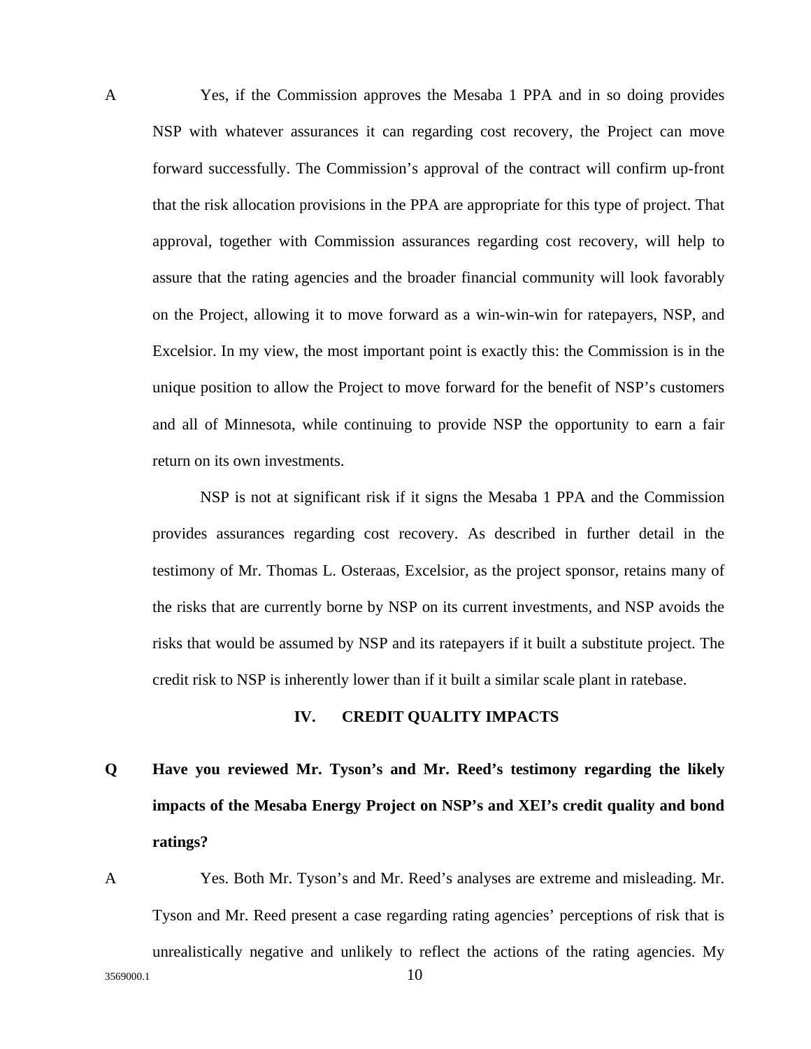A Yes, if the Commission approves the Mesaba 1 PPA and in so doing provides NSP with whatever assurances it can regarding cost recovery, the Project can move forward successfully. The Commission's approval of the contract will confirm up-front that the risk allocation provisions in the PPA are appropriate for this type of project. That approval, together with Commission assurances regarding cost recovery, will help to assure that the rating agencies and the broader financial community will look favorably on the Project, allowing it to move forward as a win-win-win for ratepayers, NSP, and Excelsior. In my view, the most important point is exactly this: the Commission is in the unique position to allow the Project to move forward for the benefit of NSP's customers and all of Minnesota, while continuing to provide NSP the opportunity to earn a fair return on its own investments.

NSP is not at significant risk if it signs the Mesaba 1 PPA and the Commission provides assurances regarding cost recovery. As described in further detail in the testimony of Mr. Thomas L. Osteraas, Excelsior, as the project sponsor, retains many of the risks that are currently borne by NSP on its current investments, and NSP avoids the risks that would be assumed by NSP and its ratepayers if it built a substitute project. The credit risk to NSP is inherently lower than if it built a similar scale plant in ratebase.

## IV. CREDIT QUALITY IMPACTS

**Q Have you reviewed Mr. Tyson's and Mr. Reed's testimony regarding the likely impacts of the Mesaba Energy Project on NSP's and XEI's credit quality and bond ratings?**

A Yes. Both Mr. Tyson's and Mr. Reed's analyses are extreme and misleading. Mr. Tyson and Mr. Reed present a case regarding rating agencies' perceptions of risk that is unrealistically negative and unlikely to reflect the actions of the rating agencies. My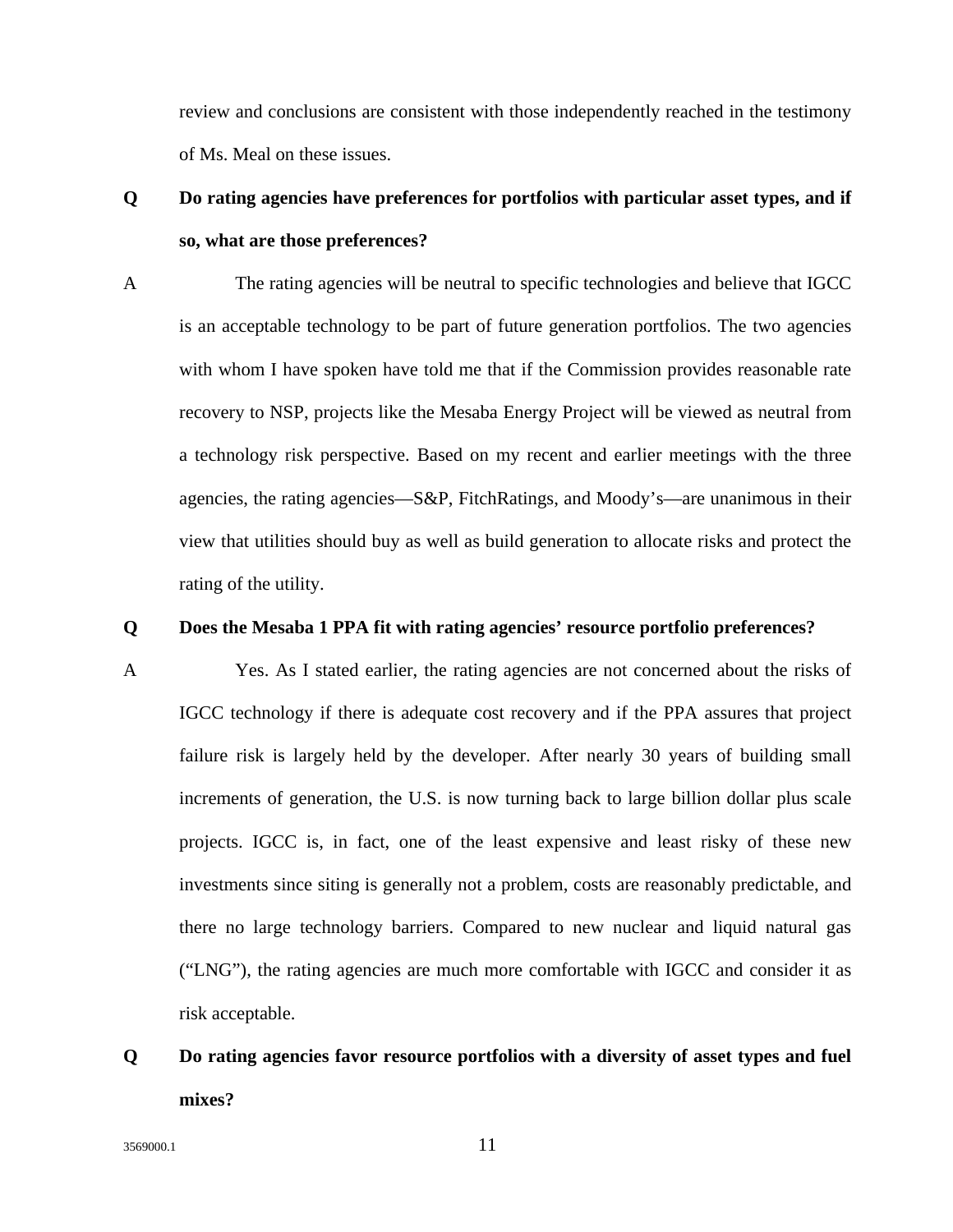review and conclusions are consistent with those independently reached in the testimony of Ms. Meal on these issues.

**Q Do rating agencies have preferences for portfolios with particular asset types, and if so, what are those preferences?**

A The rating agencies will be neutral to specific technologies and believe that IGCC is an acceptable technology to be part of future generation portfolios. The two agencies with whom I have spoken have told me that if the Commission provides reasonable rate recovery to NSP, projects like the Mesaba Energy Project will be viewed as neutral from a technology risk perspective. Based on my recent and earlier meetings with the three agencies, the rating agencies—S&P, FitchRatings, and Moody's—are unanimous in their view that utilities should buy as well as build generation to allocate risks and protect the rating of the utility.

**Q Does the Mesaba 1 PPA fit with rating agencies' resource portfolio preferences?**

A Yes. As I stated earlier, the rating agencies are not concerned about the risks of IGCC technology if there is adequate cost recovery and if the PPA assures that project failure risk is largely held by the developer. After nearly 30 years of building small increments of generation, the U.S. is now turning back to large billion dollar plus scale projects. IGCC is, in fact, one of the least expensive and least risky of these new investments since siting is generally not a problem, costs are reasonably predictable, and there no large technology barriers. Compared to new nuclear and liquid natural gas ("LNG"), the rating agencies are much more comfortable with IGCC and consider it as risk acceptable.

**Q Do rating agencies favor resource portfolios with a diversity of asset types and fuel mixes?**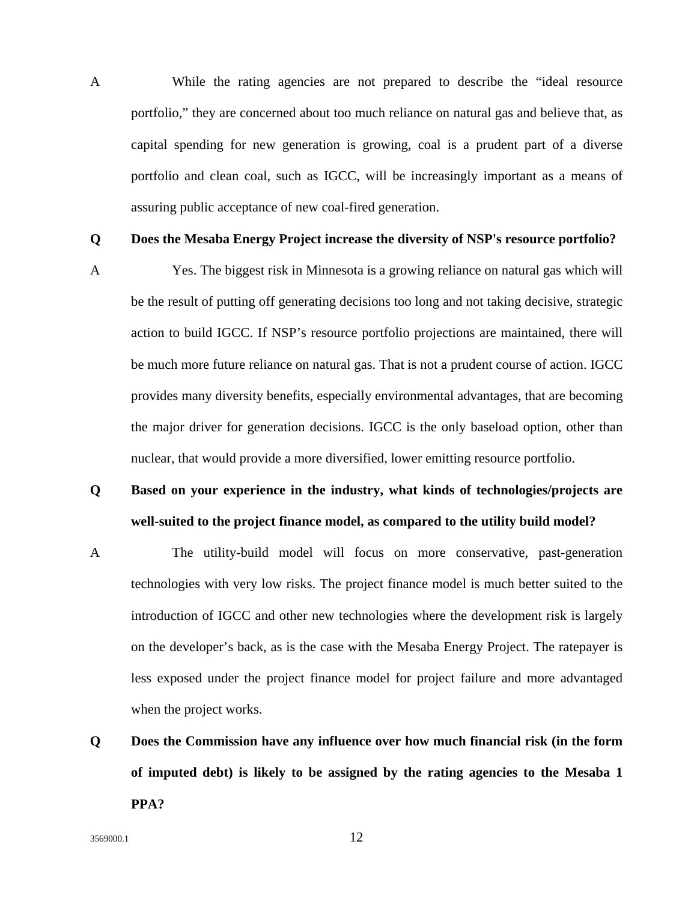A While the rating agencies are not prepared to describe the "ideal resource portfolio," they are concerned about too much reliance on natural gas and believe that, as capital spending for new generation is growing, coal is a prudent part of a diverse portfolio and clean coal, such as IGCC, will be increasingly important as a means of assuring public acceptance of new coal-fired generation.

**Q Does the Mesaba Energy Project increase the diversity of NSP's resource portfolio?**

A Yes. The biggest risk in Minnesota is a growing reliance on natural gas which will be the result of putting off generating decisions too long and not taking decisive, strategic action to build IGCC. If NSP's resource portfolio projections are maintained, there will be much more future reliance on natural gas. That is not a prudent course of action. IGCC provides many diversity benefits, especially environmental advantages, that are becoming the major driver for generation decisions. IGCC is the only baseload option, other than nuclear, that would provide a more diversified, lower emitting resource portfolio.

**Q Based on your experience in the industry, what kinds of technologies/projects are well-suited to the project finance model, as compared to the utility build model?**

A The utility-build model will focus on more conservative, past-generation technologies with very low risks. The project finance model is much better suited to the introduction of IGCC and other new technologies where the development risk is largely on the developer's back, as is the case with the Mesaba Energy Project. The ratepayer is less exposed under the project finance model for project failure and more advantaged when the project works.

**Q Does the Commission have any influence over how much financial risk (in the form of imputed debt) is likely to be assigned by the rating agencies to the Mesaba 1 PPA?**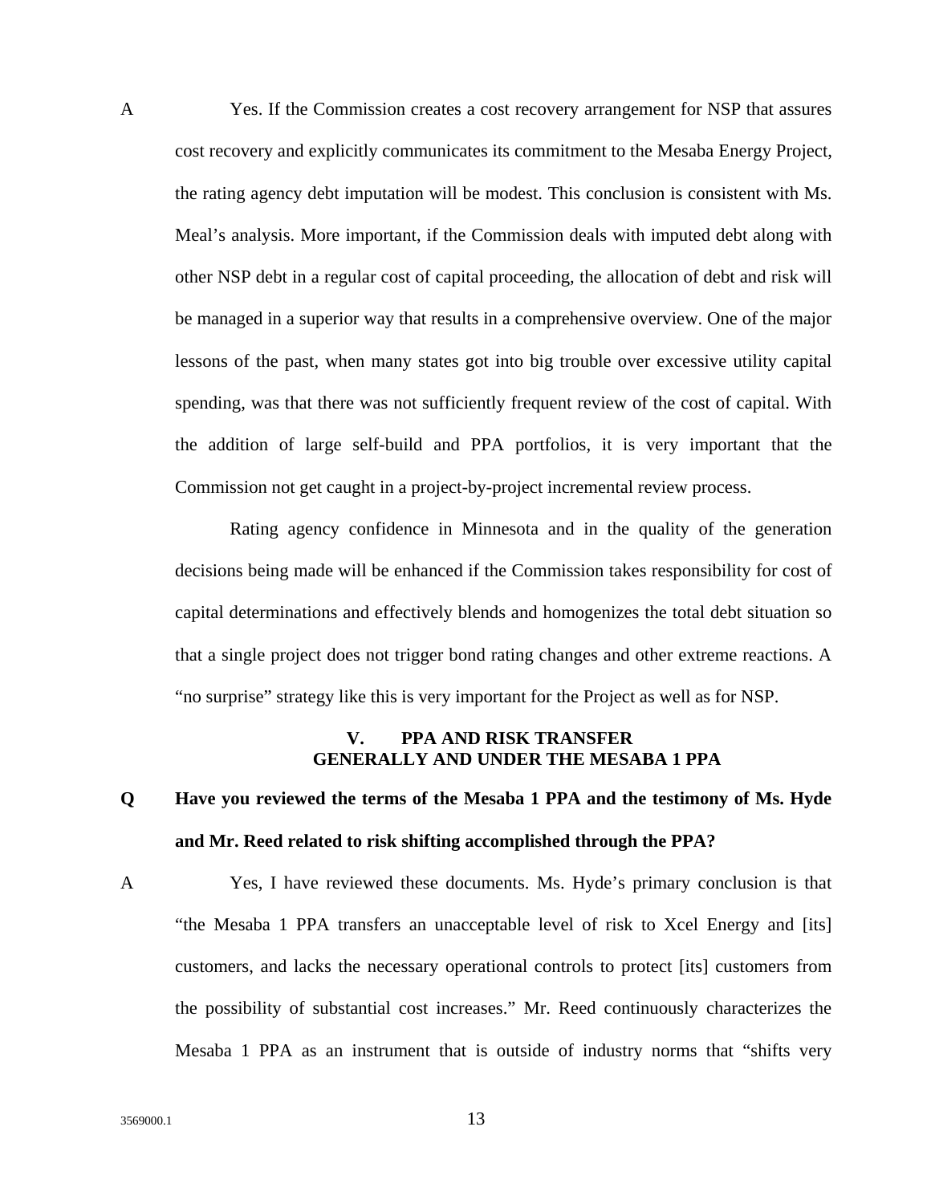A Yes. If the Commission creates a cost recovery arrangement for NSP that assures cost recovery and explicitly communicates its commitment to the Mesaba Energy Project, the rating agency debt imputation will be modest. This conclusion is consistent with Ms. Meal's analysis. More important, if the Commission deals with imputed debt along with other NSP debt in a regular cost of capital proceeding, the allocation of debt and risk will be managed in a superior way that results in a comprehensive overview. One of the major lessons of the past, when many states got into big trouble over excessive utility capital spending, was that there was not sufficiently frequent review of the cost of capital. With the addition of large self-build and PPA portfolios, it is very important that the Commission not get caught in a project-by-project incremental review process.

Rating agency confidence in Minnesota and in the quality of the generation decisions being made will be enhanced if the Commission takes responsibility for cost of capital determinations and effectively blends and homogenizes the total debt situation so that a single project does not trigger bond rating changes and other extreme reactions. A "no surprise" strategy like this is very important for the Project as well as for NSP.

## V. PPA AND RISK TRANSFER GENERALLY AND UNDER THE MESABA 1 PPA

**Q Have you reviewed the terms of the Mesaba 1 PPA and the testimony of Ms. Hyde and Mr. Reed related to risk shifting accomplished through the PPA?**

A Yes, I have reviewed these documents. Ms. Hyde's primary conclusion is that "the Mesaba 1 PPA transfers an unacceptable level of risk to Xcel Energy and [its] customers, and lacks the necessary operational controls to protect [its] customers from the possibility of substantial cost increases." Mr. Reed continuously characterizes the Mesaba 1 PPA as an instrument that is outside of industry norms that "shifts very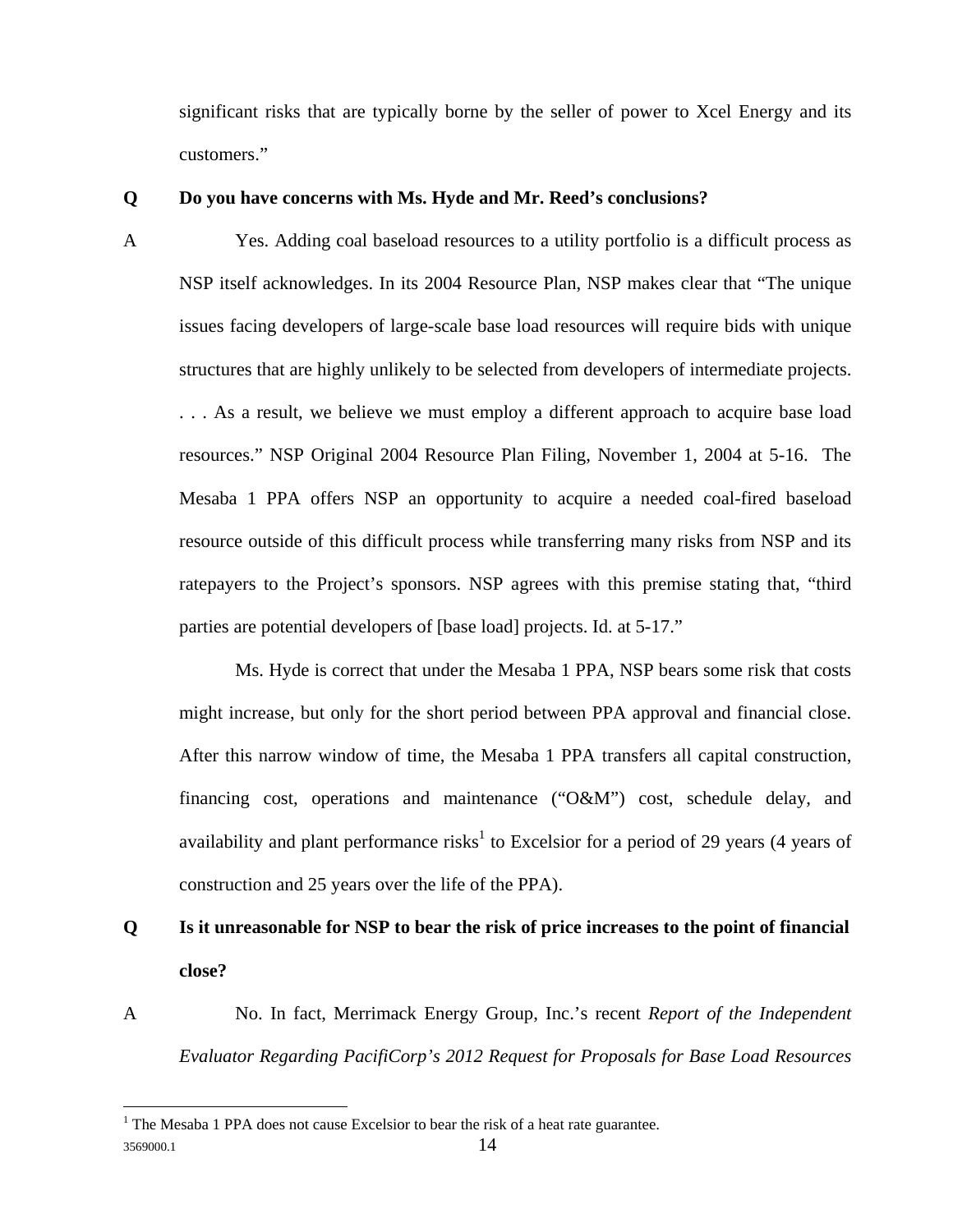significant risks that are typically borne by the seller of power to Xcel Energy and its customers."

**Q Do you have concerns with Ms. Hyde and Mr. Reed's conclusions?**

A Yes. Adding coal baseload resources to a utility portfolio is a difficult process as NSP itself acknowledges. In its 2004 Resource Plan, NSP makes clear that "The unique issues facing developers of large-scale base load resources will require bids with unique structures that are highly unlikely to be selected from developers of intermediate projects. . . . As a result, we believe we must employ a different approach to acquire base load resources." NSP Original 2004 Resource Plan Filing, November 1, 2004 at 5-16. The Mesaba 1 PPA offers NSP an opportunity to acquire a needed coal-fired baseload resource outside of this difficult process while transferring many risks from NSP and its ratepayers to the Project's sponsors. NSP agrees with this premise stating that, "third parties are potential developers of [base load] projects. Id. at 5-17."

Ms. Hyde is correct that under the Mesaba 1 PPA, NSP bears some risk that costs might increase, but only for the short period between PPA approval and financial close. After this narrow window of time, the Mesaba 1 PPA transfers all capital construction, financing cost, operations and maintenance ("O&M") cost, schedule delay, and availability and plant performance risks[1] to Excelsior for a period of 29 years (4 years of construction and 25 years over the life of the PPA).

**Q Is it unreasonable for NSP to bear the risk of price increases to the point of financial close?**

A No. In fact, Merrimack Energy Group, Inc.'s recent *Report of the Independent Evaluator Regarding PacifiCorp's 2012 Request for Proposals for Base Load Resources*

[1] The Mesaba 1 PPA does not cause Excelsior to bear the risk of a heat rate guarantee.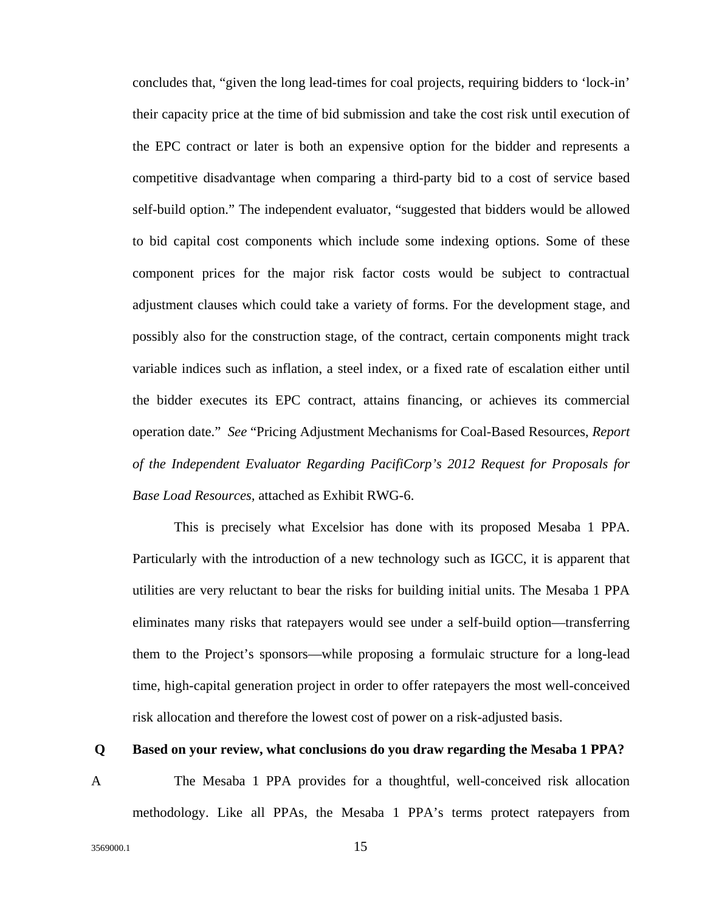concludes that, "given the long lead-times for coal projects, requiring bidders to 'lock-in' their capacity price at the time of bid submission and take the cost risk until execution of the EPC contract or later is both an expensive option for the bidder and represents a competitive disadvantage when comparing a third-party bid to a cost of service based self-build option." The independent evaluator, "suggested that bidders would be allowed to bid capital cost components which include some indexing options. Some of these component prices for the major risk factor costs would be subject to contractual adjustment clauses which could take a variety of forms. For the development stage, and possibly also for the construction stage, of the contract, certain components might track variable indices such as inflation, a steel index, or a fixed rate of escalation either until the bidder executes its EPC contract, attains financing, or achieves its commercial operation date." *See* "Pricing Adjustment Mechanisms for Coal-Based Resources, *Report of the Independent Evaluator Regarding PacifiCorp's 2012 Request for Proposals for Base Load Resources,* attached as Exhibit RWG-6.

This is precisely what Excelsior has done with its proposed Mesaba 1 PPA. Particularly with the introduction of a new technology such as IGCC, it is apparent that utilities are very reluctant to bear the risks for building initial units. The Mesaba 1 PPA eliminates many risks that ratepayers would see under a self-build option—transferring them to the Project's sponsors—while proposing a formulaic structure for a long-lead time, high-capital generation project in order to offer ratepayers the most well-conceived risk allocation and therefore the lowest cost of power on a risk-adjusted basis.

**Q Based on your review, what conclusions do you draw regarding the Mesaba 1 PPA?**

A The Mesaba 1 PPA provides for a thoughtful, well-conceived risk allocation methodology. Like all PPAs, the Mesaba 1 PPA's terms protect ratepayers from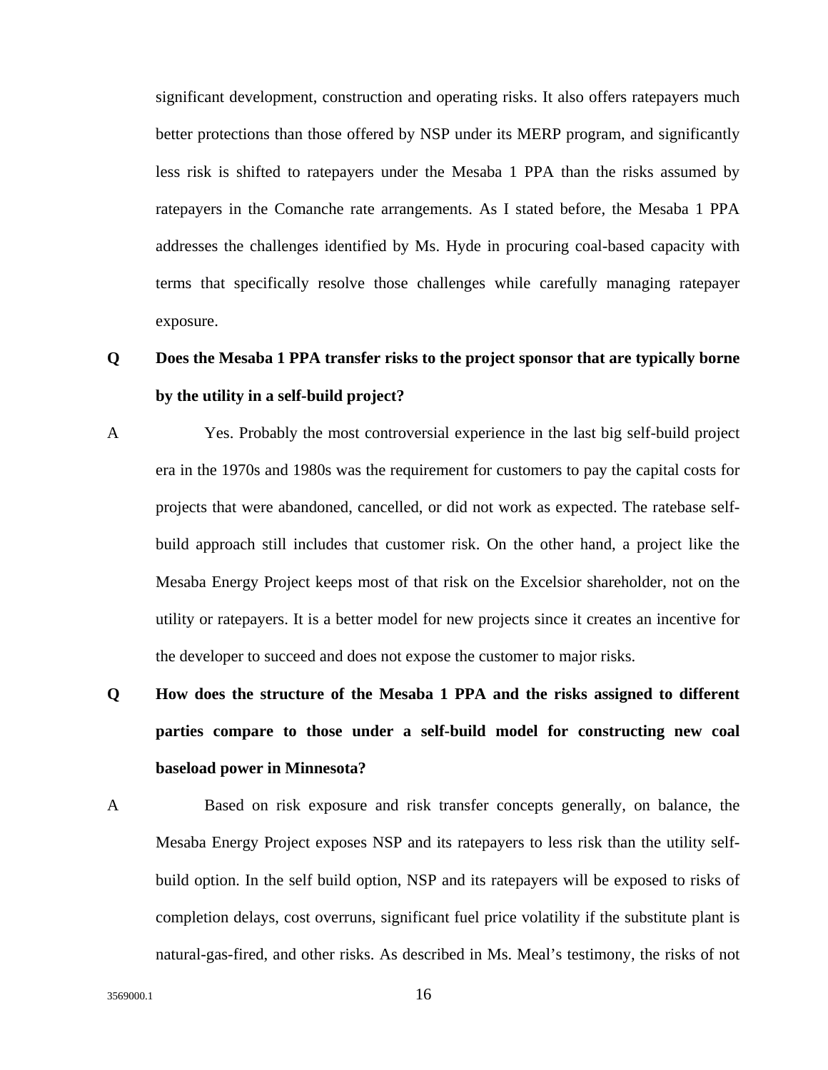significant development, construction and operating risks. It also offers ratepayers much better protections than those offered by NSP under its MERP program, and significantly less risk is shifted to ratepayers under the Mesaba 1 PPA than the risks assumed by ratepayers in the Comanche rate arrangements. As I stated before, the Mesaba 1 PPA addresses the challenges identified by Ms. Hyde in procuring coal-based capacity with terms that specifically resolve those challenges while carefully managing ratepayer exposure.

**Q Does the Mesaba 1 PPA transfer risks to the project sponsor that are typically borne by the utility in a self-build project?**

A Yes. Probably the most controversial experience in the last big self-build project era in the 1970s and 1980s was the requirement for customers to pay the capital costs for projects that were abandoned, cancelled, or did not work as expected. The ratebase self-build approach still includes that customer risk. On the other hand, a project like the Mesaba Energy Project keeps most of that risk on the Excelsior shareholder, not on the utility or ratepayers. It is a better model for new projects since it creates an incentive for the developer to succeed and does not expose the customer to major risks.

**Q How does the structure of the Mesaba 1 PPA and the risks assigned to different parties compare to those under a self-build model for constructing new coal baseload power in Minnesota?**

A Based on risk exposure and risk transfer concepts generally, on balance, the Mesaba Energy Project exposes NSP and its ratepayers to less risk than the utility self-build option. In the self build option, NSP and its ratepayers will be exposed to risks of completion delays, cost overruns, significant fuel price volatility if the substitute plant is natural-gas-fired, and other risks. As described in Ms. Meal's testimony, the risks of not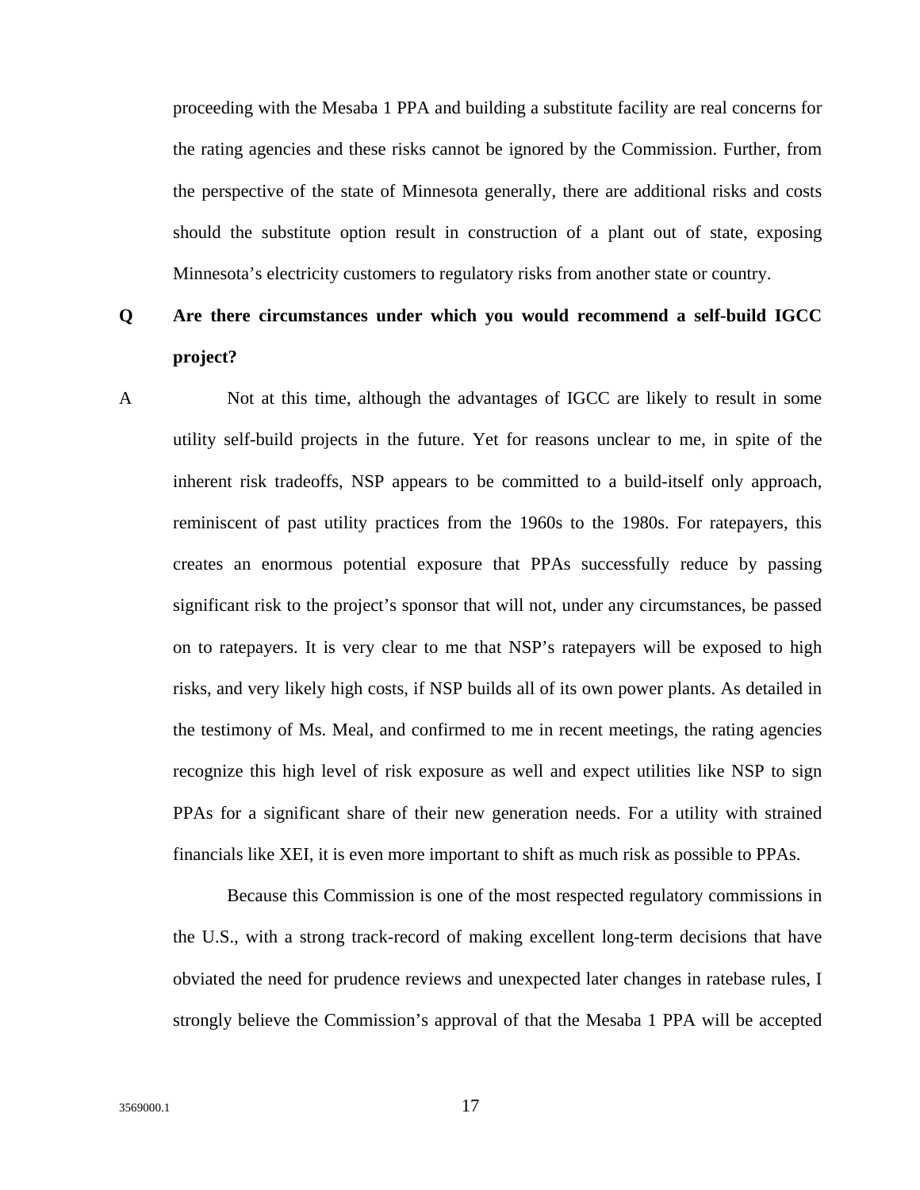proceeding with the Mesaba 1 PPA and building a substitute facility are real concerns for the rating agencies and these risks cannot be ignored by the Commission. Further, from the perspective of the state of Minnesota generally, there are additional risks and costs should the substitute option result in construction of a plant out of state, exposing Minnesota's electricity customers to regulatory risks from another state or country.

**Q Are there circumstances under which you would recommend a self-build IGCC project?**

A Not at this time, although the advantages of IGCC are likely to result in some utility self-build projects in the future. Yet for reasons unclear to me, in spite of the inherent risk tradeoffs, NSP appears to be committed to a build-itself only approach, reminiscent of past utility practices from the 1960s to the 1980s. For ratepayers, this creates an enormous potential exposure that PPAs successfully reduce by passing significant risk to the project's sponsor that will not, under any circumstances, be passed on to ratepayers. It is very clear to me that NSP's ratepayers will be exposed to high risks, and very likely high costs, if NSP builds all of its own power plants. As detailed in the testimony of Ms. Meal, and confirmed to me in recent meetings, the rating agencies recognize this high level of risk exposure as well and expect utilities like NSP to sign PPAs for a significant share of their new generation needs. For a utility with strained financials like XEI, it is even more important to shift as much risk as possible to PPAs.

Because this Commission is one of the most respected regulatory commissions in the U.S., with a strong track-record of making excellent long-term decisions that have obviated the need for prudence reviews and unexpected later changes in ratebase rules, I strongly believe the Commission's approval of that the Mesaba 1 PPA will be accepted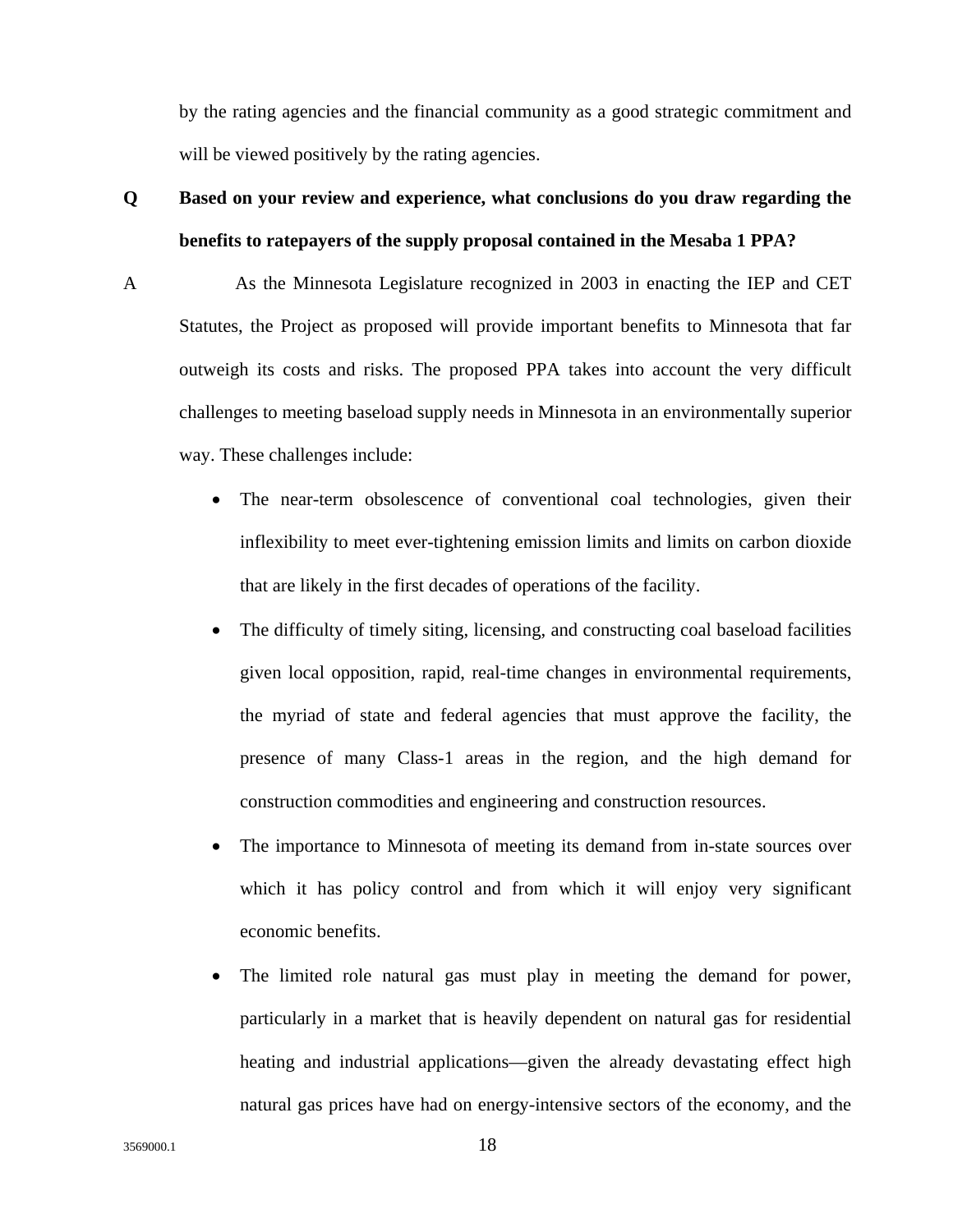by the rating agencies and the financial community as a good strategic commitment and will be viewed positively by the rating agencies.

**Q Based on your review and experience, what conclusions do you draw regarding the benefits to ratepayers of the supply proposal contained in the Mesaba 1 PPA?**

A As the Minnesota Legislature recognized in 2003 in enacting the IEP and CET Statutes, the Project as proposed will provide important benefits to Minnesota that far outweigh its costs and risks. The proposed PPA takes into account the very difficult challenges to meeting baseload supply needs in Minnesota in an environmentally superior way. These challenges include:

- The near-term obsolescence of conventional coal technologies, given their inflexibility to meet ever-tightening emission limits and limits on carbon dioxide that are likely in the first decades of operations of the facility.
- The difficulty of timely siting, licensing, and constructing coal baseload facilities given local opposition, rapid, real-time changes in environmental requirements, the myriad of state and federal agencies that must approve the facility, the presence of many Class-1 areas in the region, and the high demand for construction commodities and engineering and construction resources.
- The importance to Minnesota of meeting its demand from in-state sources over which it has policy control and from which it will enjoy very significant economic benefits.
- The limited role natural gas must play in meeting the demand for power, particularly in a market that is heavily dependent on natural gas for residential heating and industrial applications—given the already devastating effect high natural gas prices have had on energy-intensive sectors of the economy, and the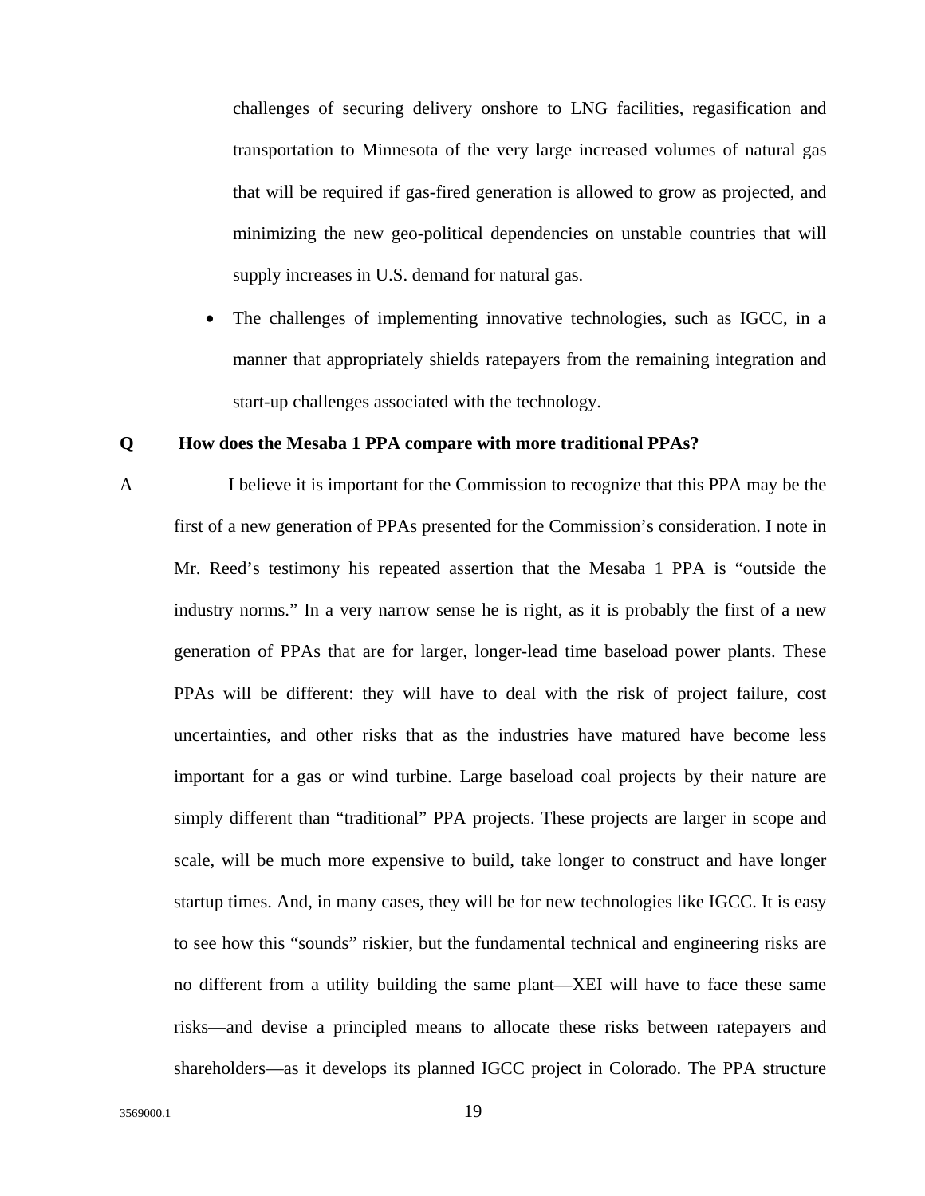challenges of securing delivery onshore to LNG facilities, regasification and transportation to Minnesota of the very large increased volumes of natural gas that will be required if gas-fired generation is allowed to grow as projected, and minimizing the new geo-political dependencies on unstable countries that will supply increases in U.S. demand for natural gas.

- The challenges of implementing innovative technologies, such as IGCC, in a manner that appropriately shields ratepayers from the remaining integration and start-up challenges associated with the technology.

**Q How does the Mesaba 1 PPA compare with more traditional PPAs?**

A I believe it is important for the Commission to recognize that this PPA may be the first of a new generation of PPAs presented for the Commission's consideration. I note in Mr. Reed's testimony his repeated assertion that the Mesaba 1 PPA is "outside the industry norms." In a very narrow sense he is right, as it is probably the first of a new generation of PPAs that are for larger, longer-lead time baseload power plants. These PPAs will be different: they will have to deal with the risk of project failure, cost uncertainties, and other risks that as the industries have matured have become less important for a gas or wind turbine. Large baseload coal projects by their nature are simply different than "traditional" PPA projects. These projects are larger in scope and scale, will be much more expensive to build, take longer to construct and have longer startup times. And, in many cases, they will be for new technologies like IGCC. It is easy to see how this "sounds" riskier, but the fundamental technical and engineering risks are no different from a utility building the same plant—XEI will have to face these same risks—and devise a principled means to allocate these risks between ratepayers and shareholders—as it develops its planned IGCC project in Colorado. The PPA structure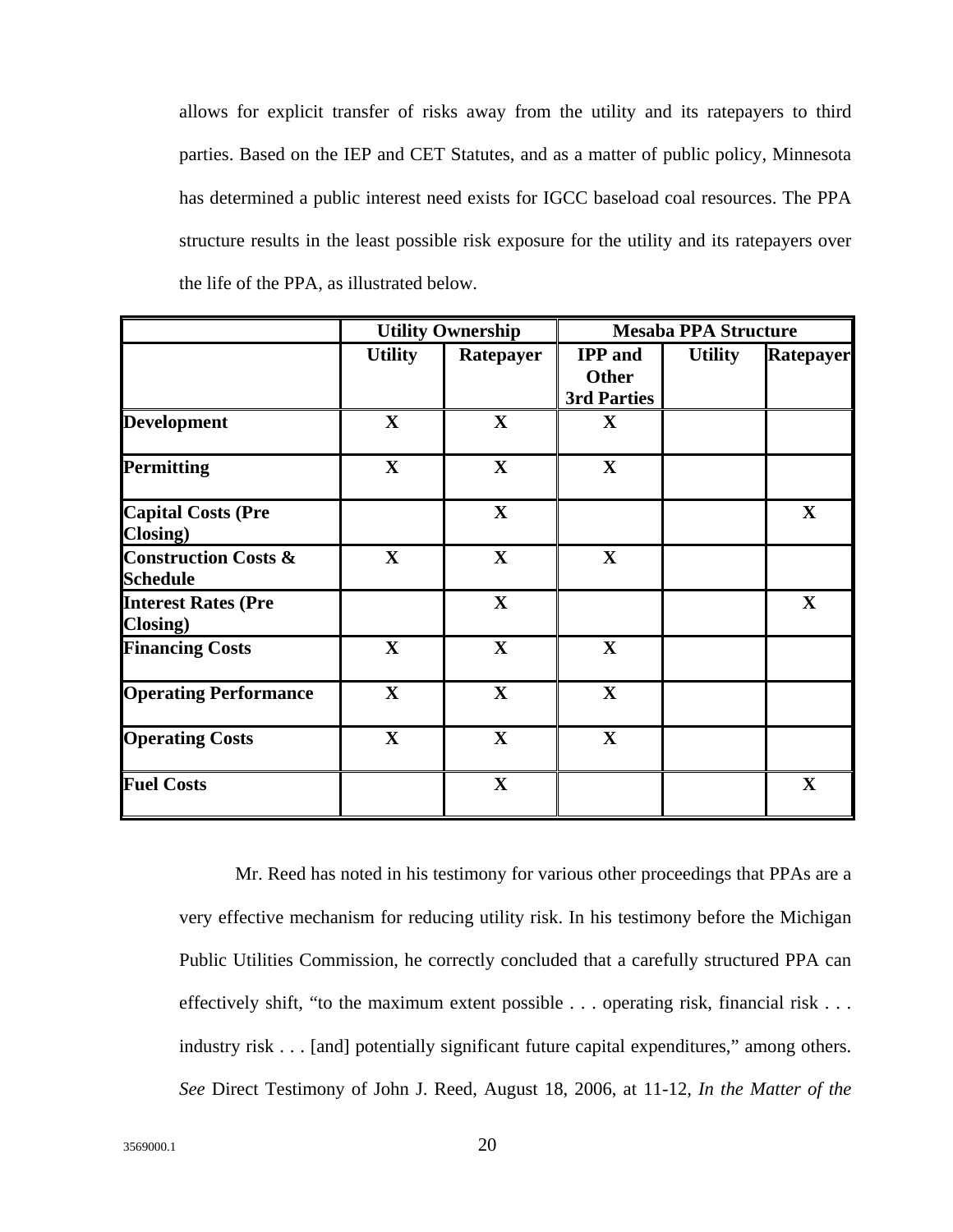allows for explicit transfer of risks away from the utility and its ratepayers to third parties. Based on the IEP and CET Statutes, and as a matter of public policy, Minnesota has determined a public interest need exists for IGCC baseload coal resources. The PPA structure results in the least possible risk exposure for the utility and its ratepayers over the life of the PPA, as illustrated below.

| | **Utility Ownership** | | **Mesaba PPA Structure** | | |
|---|---|---|---|---|---|
| | **Utility** | **Ratepayer** | **IPP and Other 3rd Parties** | **Utility** | **Ratepayer** |
| **Development** | **X** | **X** | **X** | | |
| **Permitting** | **X** | **X** | **X** | | |
| **Capital Costs (Pre Closing)** | | **X** | | | **X** |
| **Construction Costs & Schedule** | **X** | **X** | **X** | | |
| **Interest Rates (Pre Closing)** | | **X** | | | **X** |
| **Financing Costs** | **X** | **X** | **X** | | |
| **Operating Performance** | **X** | **X** | **X** | | |
| **Operating Costs** | **X** | **X** | **X** | | |
| **Fuel Costs** | | **X** | | | **X** |

Mr. Reed has noted in his testimony for various other proceedings that PPAs are a very effective mechanism for reducing utility risk. In his testimony before the Michigan Public Utilities Commission, he correctly concluded that a carefully structured PPA can effectively shift, "to the maximum extent possible . . . operating risk, financial risk . . . industry risk . . . [and] potentially significant future capital expenditures," among others. *See* Direct Testimony of John J. Reed, August 18, 2006, at 11-12, *In the Matter of the*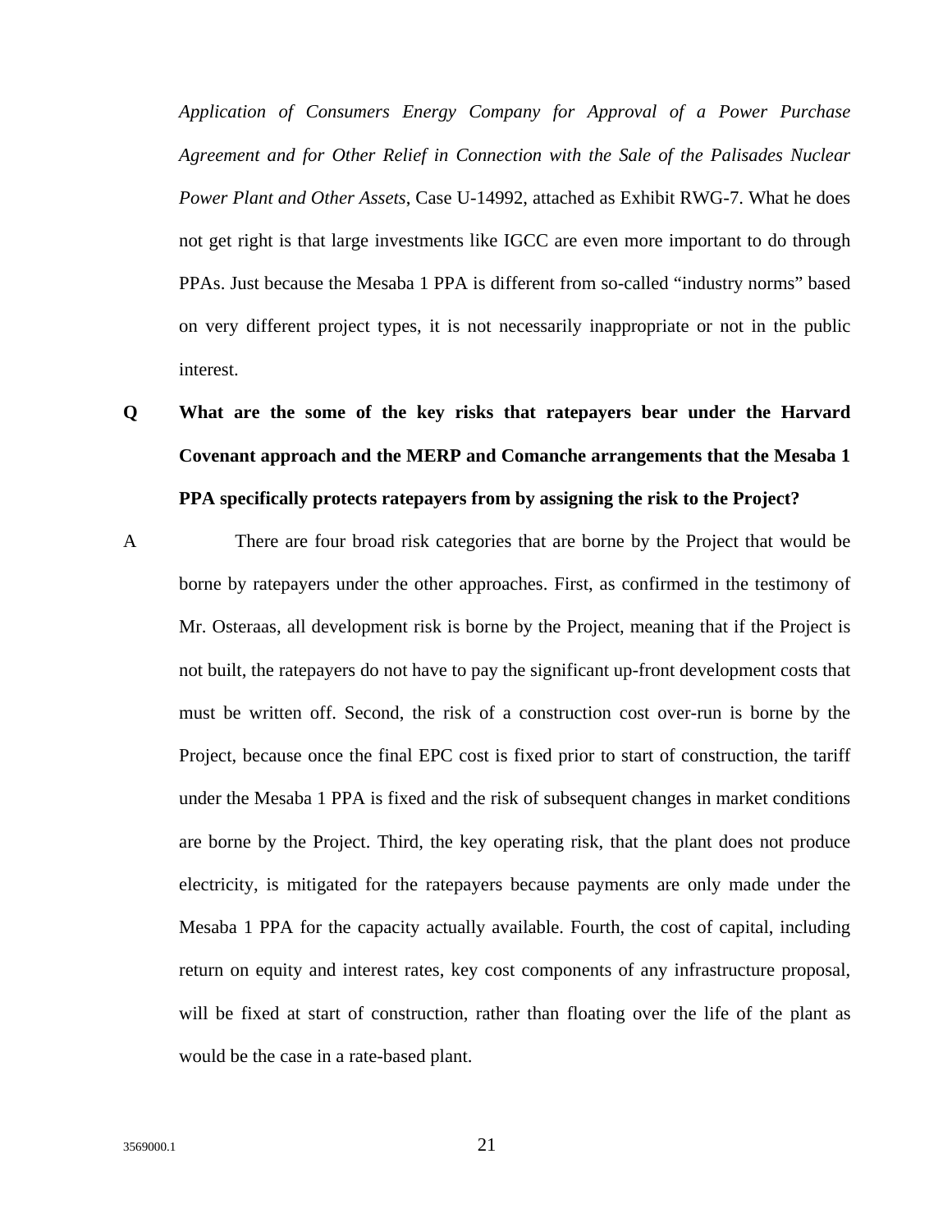*Application of Consumers Energy Company for Approval of a Power Purchase Agreement and for Other Relief in Connection with the Sale of the Palisades Nuclear Power Plant and Other Assets*, Case U-14992, attached as Exhibit RWG-7. What he does not get right is that large investments like IGCC are even more important to do through PPAs. Just because the Mesaba 1 PPA is different from so-called "industry norms" based on very different project types, it is not necessarily inappropriate or not in the public interest.

**Q What are the some of the key risks that ratepayers bear under the Harvard Covenant approach and the MERP and Comanche arrangements that the Mesaba 1 PPA specifically protects ratepayers from by assigning the risk to the Project?**

A There are four broad risk categories that are borne by the Project that would be borne by ratepayers under the other approaches. First, as confirmed in the testimony of Mr. Osteraas, all development risk is borne by the Project, meaning that if the Project is not built, the ratepayers do not have to pay the significant up-front development costs that must be written off. Second, the risk of a construction cost over-run is borne by the Project, because once the final EPC cost is fixed prior to start of construction, the tariff under the Mesaba 1 PPA is fixed and the risk of subsequent changes in market conditions are borne by the Project. Third, the key operating risk, that the plant does not produce electricity, is mitigated for the ratepayers because payments are only made under the Mesaba 1 PPA for the capacity actually available. Fourth, the cost of capital, including return on equity and interest rates, key cost components of any infrastructure proposal, will be fixed at start of construction, rather than floating over the life of the plant as would be the case in a rate-based plant.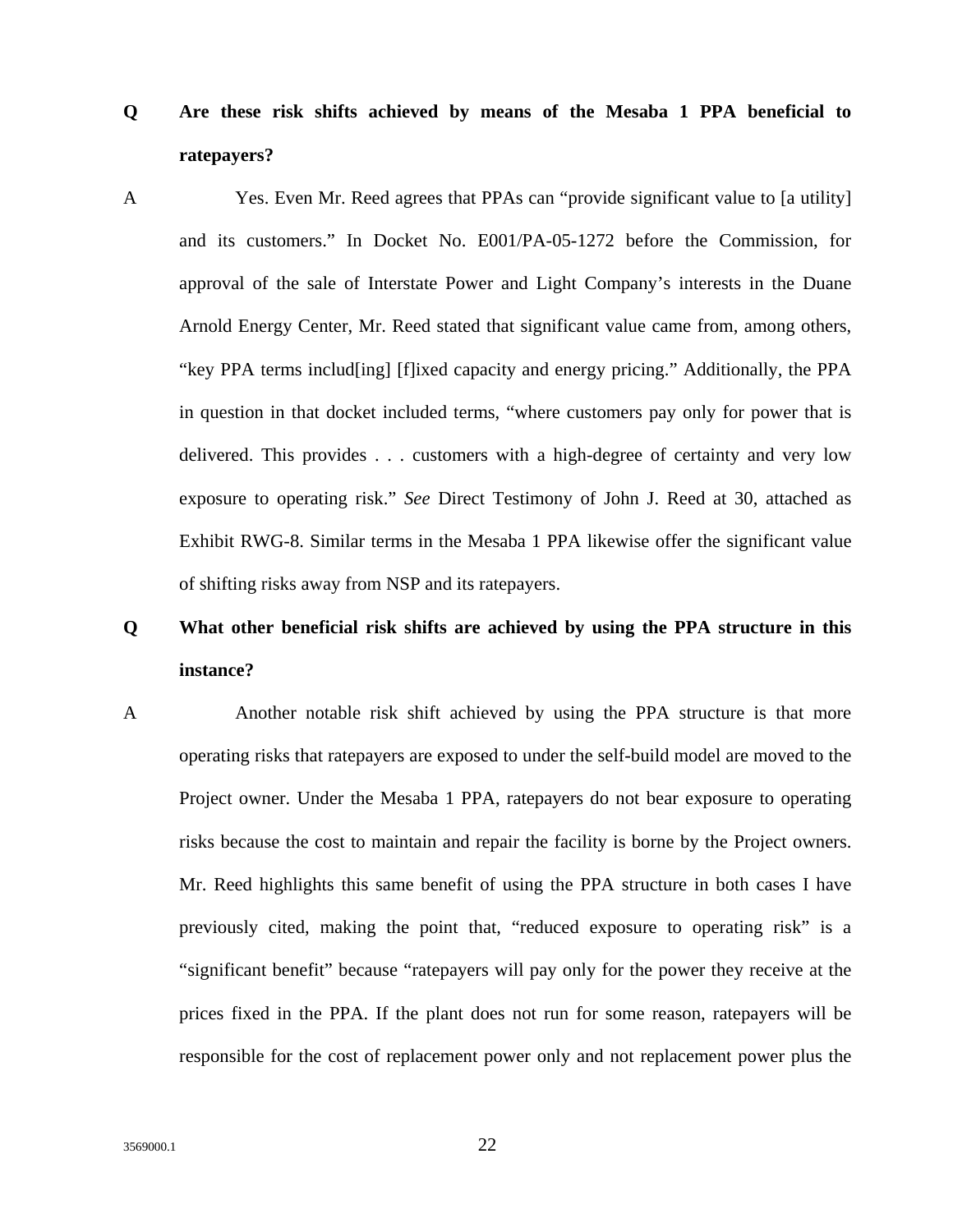**Q Are these risk shifts achieved by means of the Mesaba 1 PPA beneficial to ratepayers?**

A Yes. Even Mr. Reed agrees that PPAs can "provide significant value to [a utility] and its customers." In Docket No. E001/PA-05-1272 before the Commission, for approval of the sale of Interstate Power and Light Company's interests in the Duane Arnold Energy Center, Mr. Reed stated that significant value came from, among others, "key PPA terms includ[ing] [f]ixed capacity and energy pricing." Additionally, the PPA in question in that docket included terms, "where customers pay only for power that is delivered. This provides . . . customers with a high-degree of certainty and very low exposure to operating risk." *See* Direct Testimony of John J. Reed at 30, attached as Exhibit RWG-8. Similar terms in the Mesaba 1 PPA likewise offer the significant value of shifting risks away from NSP and its ratepayers.

**Q What other beneficial risk shifts are achieved by using the PPA structure in this instance?**

A Another notable risk shift achieved by using the PPA structure is that more operating risks that ratepayers are exposed to under the self-build model are moved to the Project owner. Under the Mesaba 1 PPA, ratepayers do not bear exposure to operating risks because the cost to maintain and repair the facility is borne by the Project owners. Mr. Reed highlights this same benefit of using the PPA structure in both cases I have previously cited, making the point that, "reduced exposure to operating risk" is a "significant benefit" because "ratepayers will pay only for the power they receive at the prices fixed in the PPA. If the plant does not run for some reason, ratepayers will be responsible for the cost of replacement power only and not replacement power plus the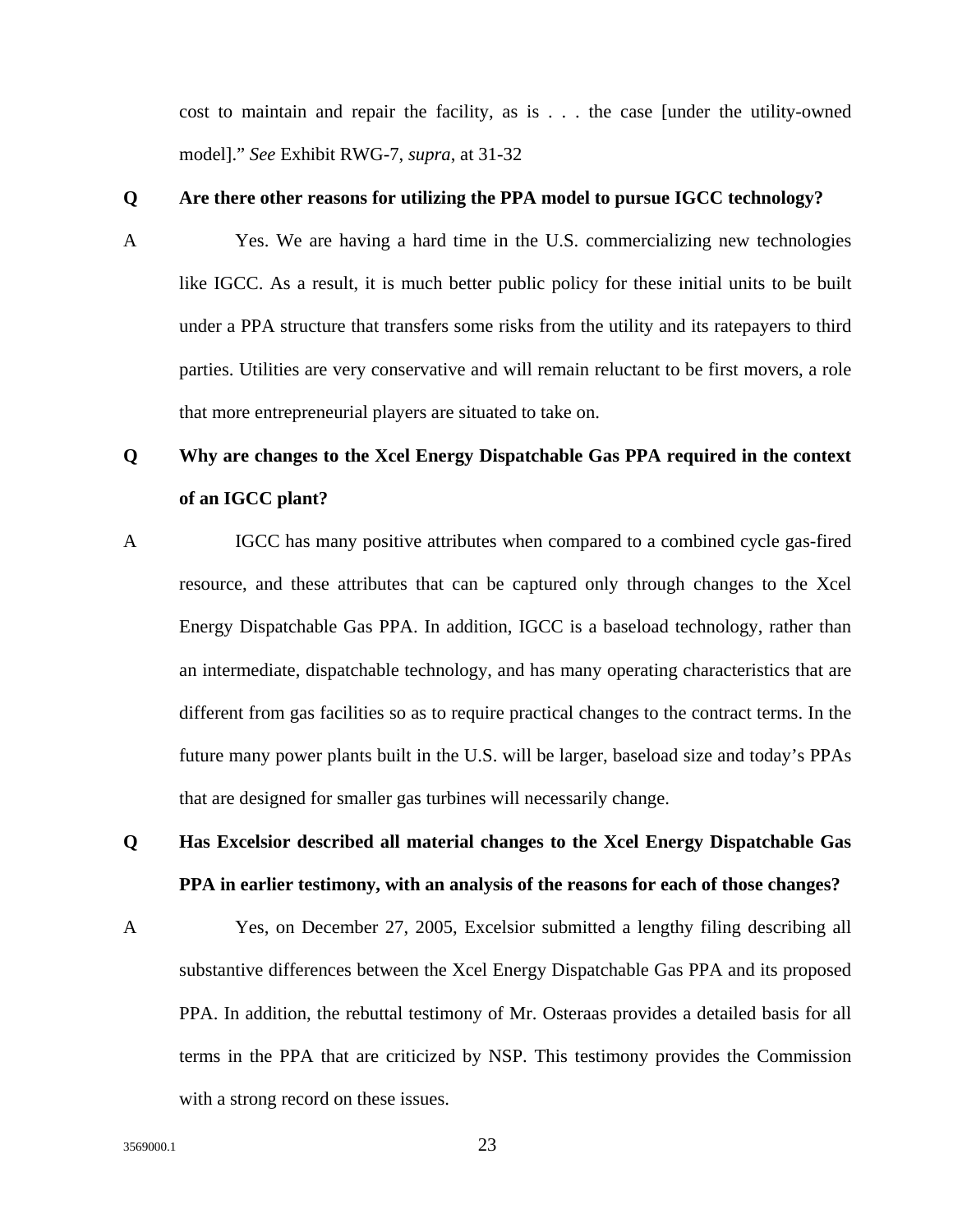cost to maintain and repair the facility, as is . . . the case [under the utility-owned model].” *See* Exhibit RWG-7, *supra*, at 31-32

**Q Are there other reasons for utilizing the PPA model to pursue IGCC technology?**

A Yes. We are having a hard time in the U.S. commercializing new technologies like IGCC. As a result, it is much better public policy for these initial units to be built under a PPA structure that transfers some risks from the utility and its ratepayers to third parties. Utilities are very conservative and will remain reluctant to be first movers, a role that more entrepreneurial players are situated to take on.

**Q Why are changes to the Xcel Energy Dispatchable Gas PPA required in the context of an IGCC plant?**

A IGCC has many positive attributes when compared to a combined cycle gas-fired resource, and these attributes that can be captured only through changes to the Xcel Energy Dispatchable Gas PPA. In addition, IGCC is a baseload technology, rather than an intermediate, dispatchable technology, and has many operating characteristics that are different from gas facilities so as to require practical changes to the contract terms. In the future many power plants built in the U.S. will be larger, baseload size and today’s PPAs that are designed for smaller gas turbines will necessarily change.

**Q Has Excelsior described all material changes to the Xcel Energy Dispatchable Gas PPA in earlier testimony, with an analysis of the reasons for each of those changes?**

A Yes, on December 27, 2005, Excelsior submitted a lengthy filing describing all substantive differences between the Xcel Energy Dispatchable Gas PPA and its proposed PPA. In addition, the rebuttal testimony of Mr. Osteraas provides a detailed basis for all terms in the PPA that are criticized by NSP. This testimony provides the Commission with a strong record on these issues.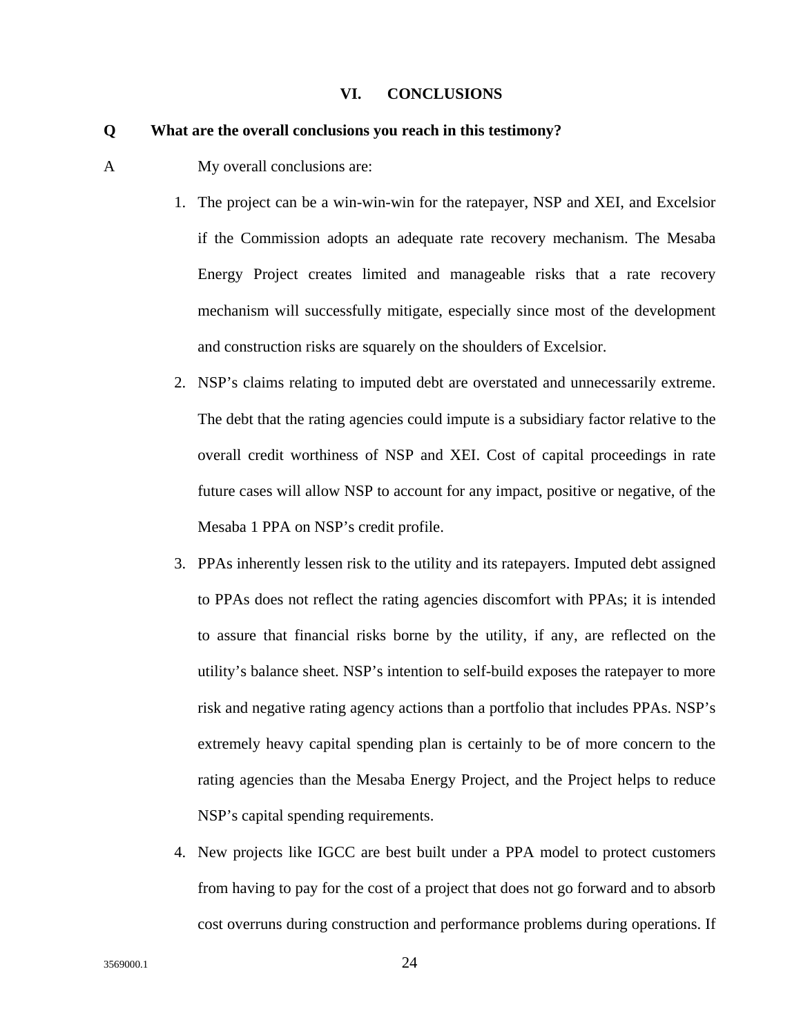## VI. CONCLUSIONS

**Q What are the overall conclusions you reach in this testimony?**

A My overall conclusions are:

1. The project can be a win-win-win for the ratepayer, NSP and XEI, and Excelsior if the Commission adopts an adequate rate recovery mechanism. The Mesaba Energy Project creates limited and manageable risks that a rate recovery mechanism will successfully mitigate, especially since most of the development and construction risks are squarely on the shoulders of Excelsior.
2. NSP's claims relating to imputed debt are overstated and unnecessarily extreme. The debt that the rating agencies could impute is a subsidiary factor relative to the overall credit worthiness of NSP and XEI. Cost of capital proceedings in rate future cases will allow NSP to account for any impact, positive or negative, of the Mesaba 1 PPA on NSP's credit profile.
3. PPAs inherently lessen risk to the utility and its ratepayers. Imputed debt assigned to PPAs does not reflect the rating agencies discomfort with PPAs; it is intended to assure that financial risks borne by the utility, if any, are reflected on the utility's balance sheet. NSP's intention to self-build exposes the ratepayer to more risk and negative rating agency actions than a portfolio that includes PPAs. NSP's extremely heavy capital spending plan is certainly to be of more concern to the rating agencies than the Mesaba Energy Project, and the Project helps to reduce NSP's capital spending requirements.
4. New projects like IGCC are best built under a PPA model to protect customers from having to pay for the cost of a project that does not go forward and to absorb cost overruns during construction and performance problems during operations. If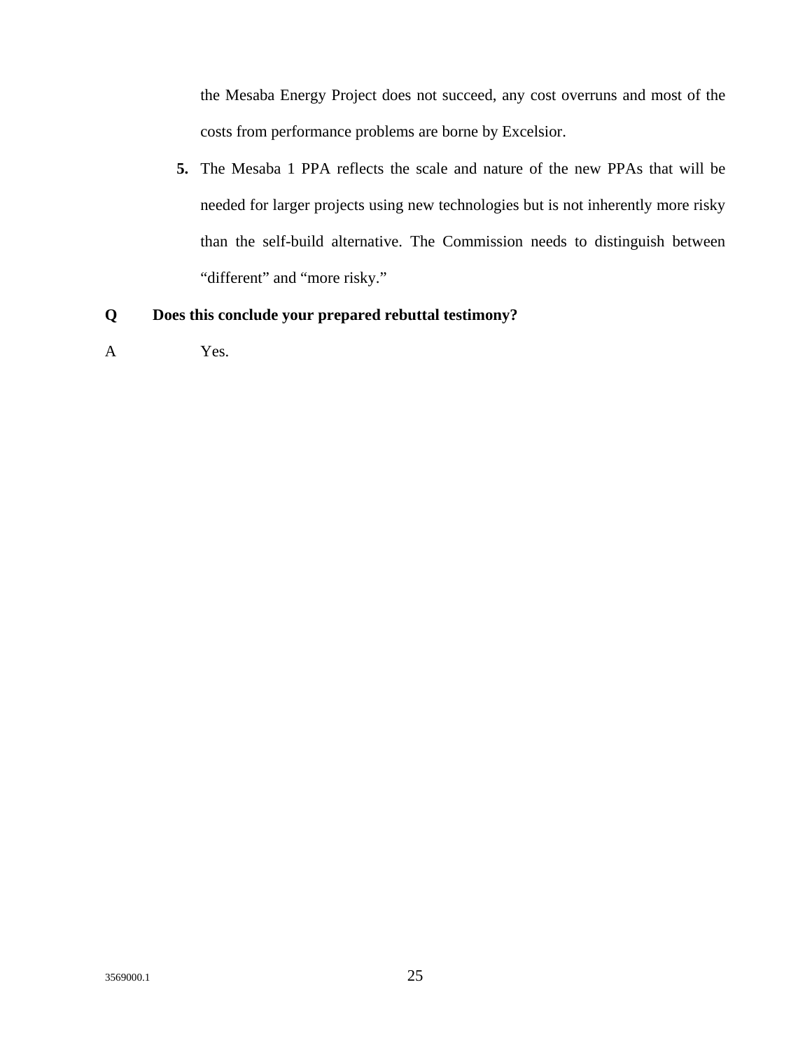the Mesaba Energy Project does not succeed, any cost overruns and most of the costs from performance problems are borne by Excelsior.

5. The Mesaba 1 PPA reflects the scale and nature of the new PPAs that will be needed for larger projects using new technologies but is not inherently more risky than the self-build alternative. The Commission needs to distinguish between "different" and "more risky."

**Q Does this conclude your prepared rebuttal testimony?**

A Yes.

3569000.1